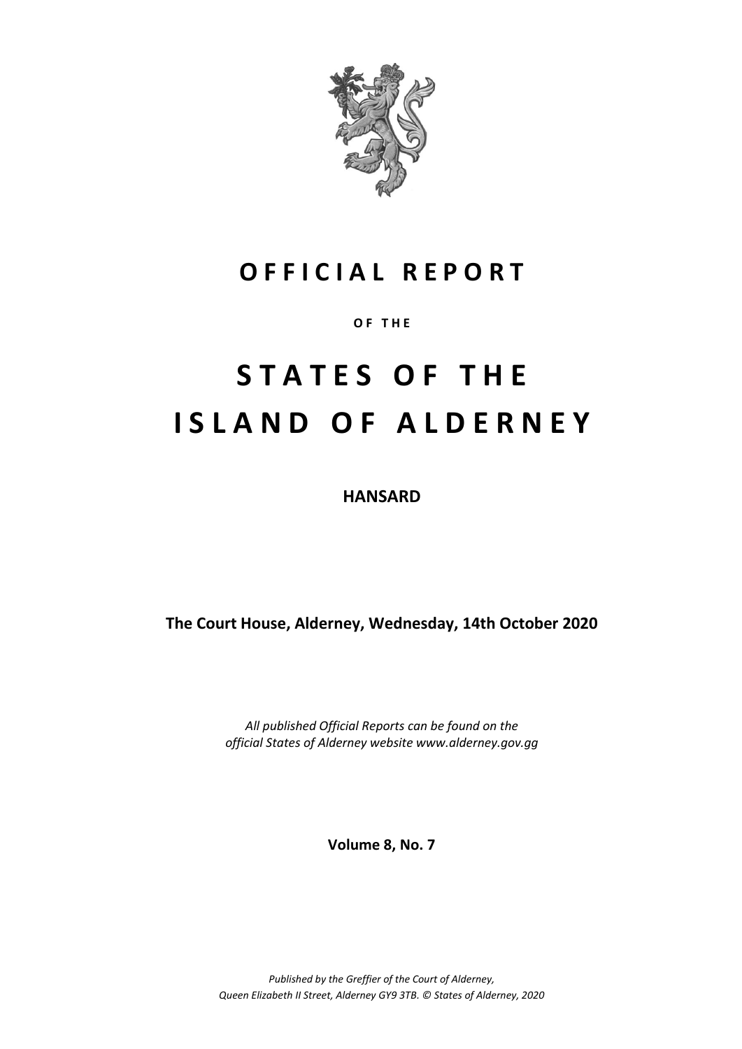# OFFICIAL REPORT

**OF THE**

# STATES OF THE ISLAND OF ALDERNEY

**HANSARD**

**The Court House, Alderney, Wednesday, 14th October 2020**

*All published Official Reports can be found on the official States of Alderney website www.alderney.gov.gg*

**Volume 8, No. 7**

*Published by the Greffier of the Court of Alderney, Queen Elizabeth II Street, Alderney GY9 3TB. © States of Alderney, 2020*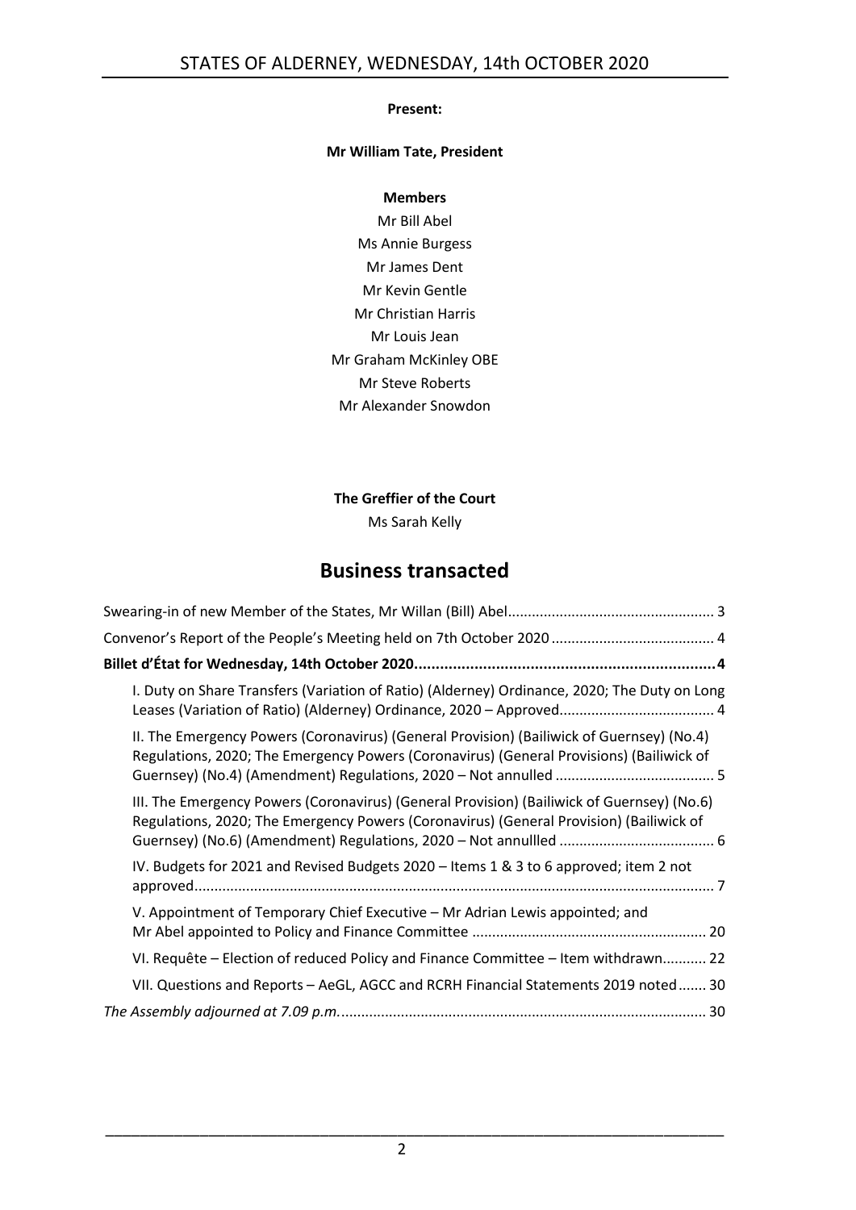**Present:**

**Mr William Tate, President**

**Members**

Mr Bill Abel
Ms Annie Burgess
Mr James Dent
Mr Kevin Gentle
Mr Christian Harris
Mr Louis Jean
Mr Graham McKinley OBE
Mr Steve Roberts
Mr Alexander Snowdon

**The Greffier of the Court**

Ms Sarah Kelly

# Business transacted

Swearing-in of new Member of the States, Mr Willan (Bill) Abel .................................................. 3

Convenor's Report of the People's Meeting held on 7th October 2020 ......................................... 4

**Billet d'État for Wednesday, 14th October 2020 ..................................................................... 4**

I. Duty on Share Transfers (Variation of Ratio) (Alderney) Ordinance, 2020; The Duty on Long Leases (Variation of Ratio) (Alderney) Ordinance, 2020 – Approved ...................................... 4

II. The Emergency Powers (Coronavirus) (General Provision) (Bailiwick of Guernsey) (No.4) Regulations, 2020; The Emergency Powers (Coronavirus) (General Provisions) (Bailiwick of Guernsey) (No.4) (Amendment) Regulations, 2020 – Not annulled ....................................... 5

III. The Emergency Powers (Coronavirus) (General Provision) (Bailiwick of Guernsey) (No.6) Regulations, 2020; The Emergency Powers (Coronavirus) (General Provision) (Bailiwick of Guernsey) (No.6) (Amendment) Regulations, 2020 – Not annullled ...................................... 6

IV. Budgets for 2021 and Revised Budgets 2020 – Items 1 & 3 to 6 approved; item 2 not approved ................................................................................................................................ 7

V. Appointment of Temporary Chief Executive – Mr Adrian Lewis appointed; and Mr Abel appointed to Policy and Finance Committee ........................................................ 20

VI. Requête – Election of reduced Policy and Finance Committee – Item withdrawn ........... 22

VII. Questions and Reports – AeGL, AGCC and RCRH Financial Statements 2019 noted ....... 30

*The Assembly adjourned at 7.09 p.m.* ......................................................................................... 30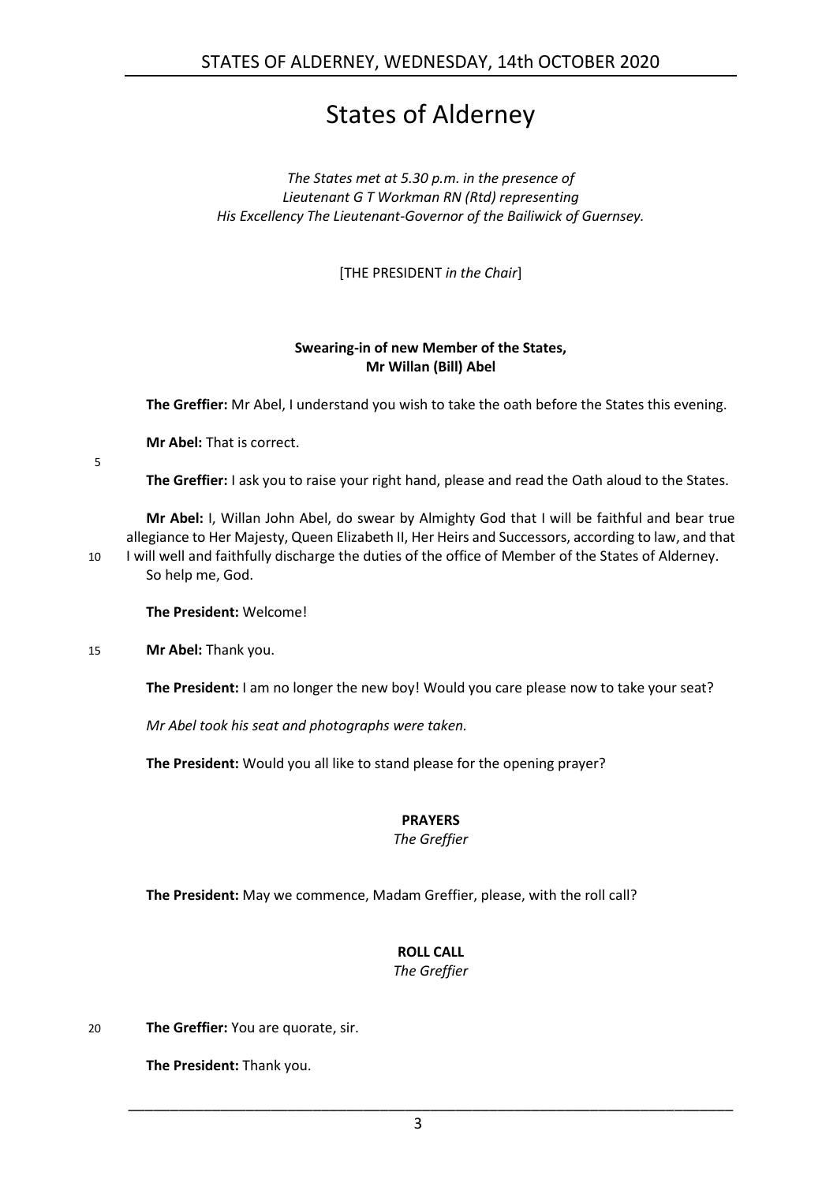# States of Alderney

*The States met at 5.30 p.m. in the presence of*
*Lieutenant G T Workman RN (Rtd) representing*
*His Excellency The Lieutenant-Governor of the Bailiwick of Guernsey.*

[THE PRESIDENT *in the Chair*]

## Swearing-in of new Member of the States, Mr Willan (Bill) Abel

**The Greffier:** Mr Abel, I understand you wish to take the oath before the States this evening.

**Mr Abel:** That is correct.

**The Greffier:** I ask you to raise your right hand, please and read the Oath aloud to the States.

**Mr Abel:** I, Willan John Abel, do swear by Almighty God that I will be faithful and bear true allegiance to Her Majesty, Queen Elizabeth II, Her Heirs and Successors, according to law, and that I will well and faithfully discharge the duties of the office of Member of the States of Alderney. So help me, God.

**The President:** Welcome!

**Mr Abel:** Thank you.

**The President:** I am no longer the new boy! Would you care please now to take your seat?

*Mr Abel took his seat and photographs were taken.*

**The President:** Would you all like to stand please for the opening prayer?

## PRAYERS

*The Greffier*

**The President:** May we commence, Madam Greffier, please, with the roll call?

## ROLL CALL

*The Greffier*

**The Greffier:** You are quorate, sir.

**The President:** Thank you.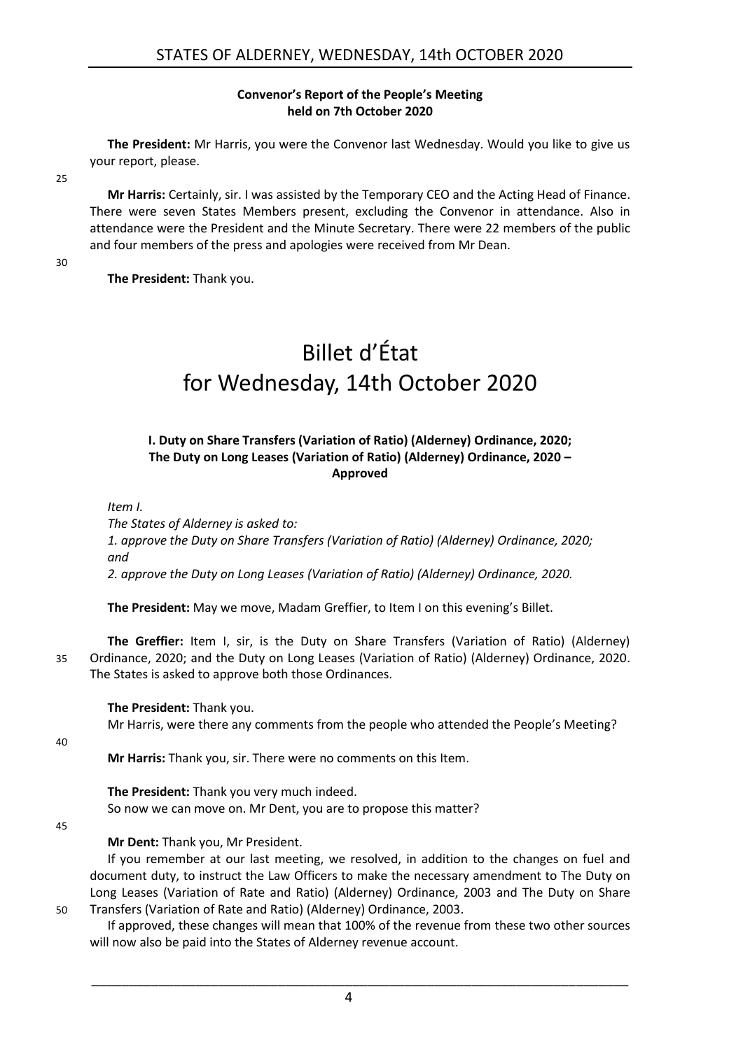**Convenor's Report of the People's Meeting held on 7th October 2020**

**The President:** Mr Harris, you were the Convenor last Wednesday. Would you like to give us your report, please.

**Mr Harris:** Certainly, sir. I was assisted by the Temporary CEO and the Acting Head of Finance. There were seven States Members present, excluding the Convenor in attendance. Also in attendance were the President and the Minute Secretary. There were 22 members of the public and four members of the press and apologies were received from Mr Dean.

**The President:** Thank you.

# Billet d'État for Wednesday, 14th October 2020

**I. Duty on Share Transfers (Variation of Ratio) (Alderney) Ordinance, 2020; The Duty on Long Leases (Variation of Ratio) (Alderney) Ordinance, 2020 – Approved**

*Item I.*
*The States of Alderney is asked to:*
*1. approve the Duty on Share Transfers (Variation of Ratio) (Alderney) Ordinance, 2020; and*
*2. approve the Duty on Long Leases (Variation of Ratio) (Alderney) Ordinance, 2020.*

**The President:** May we move, Madam Greffier, to Item I on this evening's Billet.

**The Greffier:** Item I, sir, is the Duty on Share Transfers (Variation of Ratio) (Alderney) Ordinance, 2020; and the Duty on Long Leases (Variation of Ratio) (Alderney) Ordinance, 2020. The States is asked to approve both those Ordinances.

**The President:** Thank you.
Mr Harris, were there any comments from the people who attended the People's Meeting?

**Mr Harris:** Thank you, sir. There were no comments on this Item.

**The President:** Thank you very much indeed.
So now we can move on. Mr Dent, you are to propose this matter?

**Mr Dent:** Thank you, Mr President.

If you remember at our last meeting, we resolved, in addition to the changes on fuel and document duty, to instruct the Law Officers to make the necessary amendment to The Duty on Long Leases (Variation of Rate and Ratio) (Alderney) Ordinance, 2003 and The Duty on Share Transfers (Variation of Rate and Ratio) (Alderney) Ordinance, 2003.

If approved, these changes will mean that 100% of the revenue from these two other sources will now also be paid into the States of Alderney revenue account.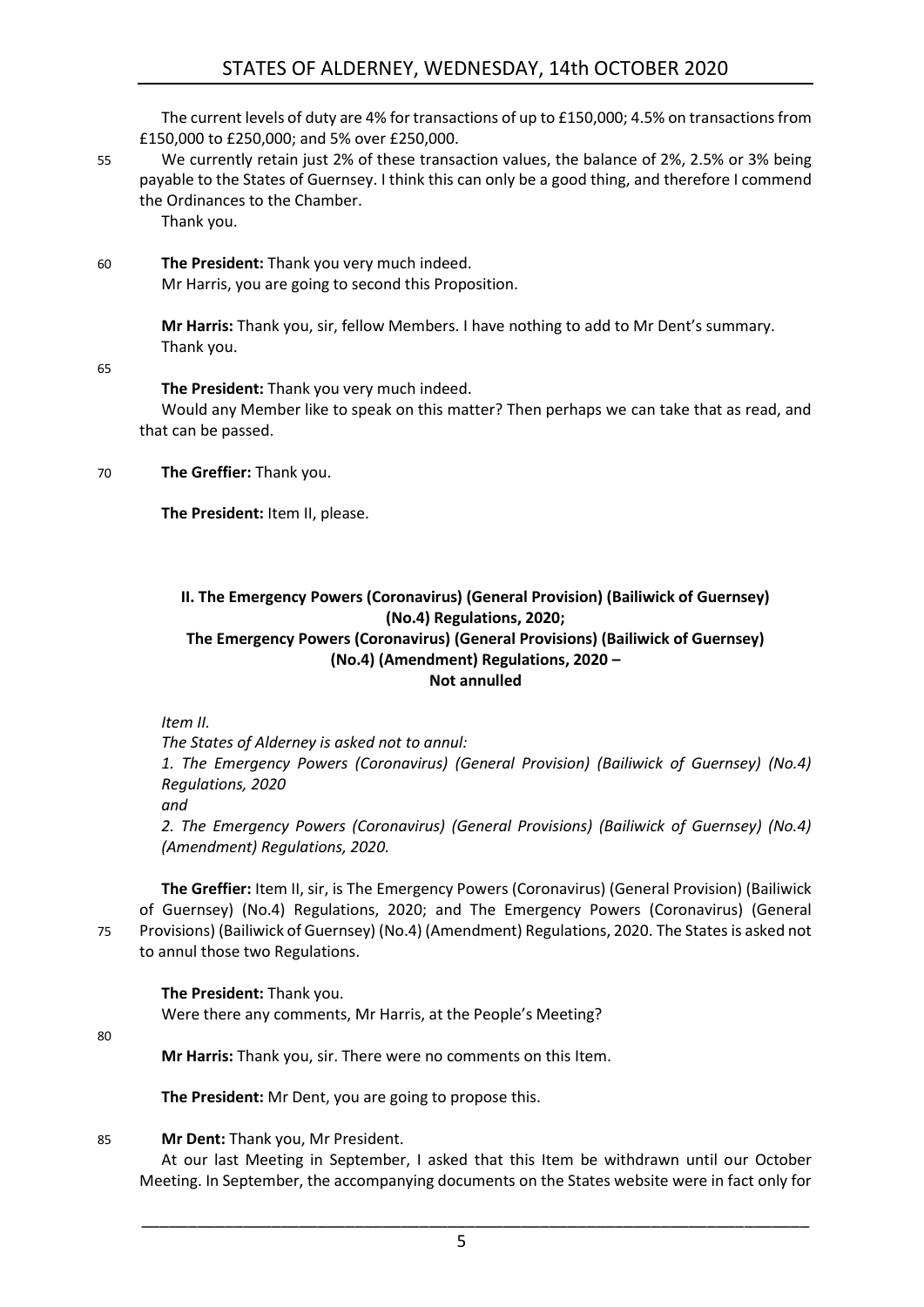The current levels of duty are 4% for transactions of up to £150,000; 4.5% on transactions from £150,000 to £250,000; and 5% over £250,000.

We currently retain just 2% of these transaction values, the balance of 2%, 2.5% or 3% being payable to the States of Guernsey. I think this can only be a good thing, and therefore I commend the Ordinances to the Chamber.

Thank you.

**The President:** Thank you very much indeed.

Mr Harris, you are going to second this Proposition.

**Mr Harris:** Thank you, sir, fellow Members. I have nothing to add to Mr Dent's summary. Thank you.

**The President:** Thank you very much indeed.

Would any Member like to speak on this matter? Then perhaps we can take that as read, and that can be passed.

**The Greffier:** Thank you.

**The President:** Item II, please.

## II. The Emergency Powers (Coronavirus) (General Provision) (Bailiwick of Guernsey) (No.4) Regulations, 2020; The Emergency Powers (Coronavirus) (General Provisions) (Bailiwick of Guernsey) (No.4) (Amendment) Regulations, 2020 – Not annulled

*Item II.*

*The States of Alderney is asked not to annul:*

*1. The Emergency Powers (Coronavirus) (General Provision) (Bailiwick of Guernsey) (No.4) Regulations, 2020*

*and*

*2. The Emergency Powers (Coronavirus) (General Provisions) (Bailiwick of Guernsey) (No.4) (Amendment) Regulations, 2020.*

**The Greffier:** Item II, sir, is The Emergency Powers (Coronavirus) (General Provision) (Bailiwick of Guernsey) (No.4) Regulations, 2020; and The Emergency Powers (Coronavirus) (General Provisions) (Bailiwick of Guernsey) (No.4) (Amendment) Regulations, 2020. The States is asked not to annul those two Regulations.

**The President:** Thank you.

Were there any comments, Mr Harris, at the People's Meeting?

**Mr Harris:** Thank you, sir. There were no comments on this Item.

**The President:** Mr Dent, you are going to propose this.

**Mr Dent:** Thank you, Mr President.

At our last Meeting in September, I asked that this Item be withdrawn until our October Meeting. In September, the accompanying documents on the States website were in fact only for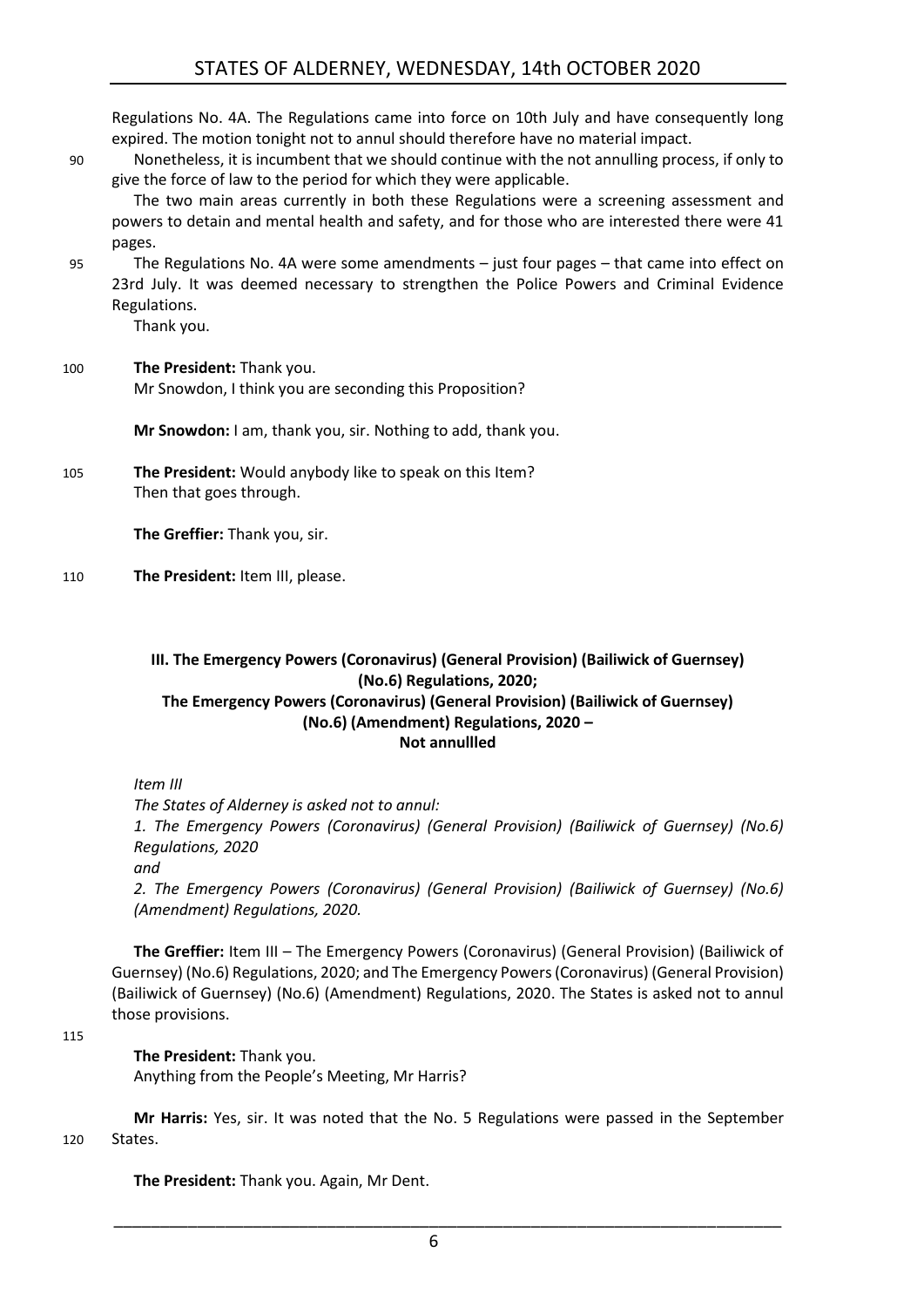Regulations No. 4A. The Regulations came into force on 10th July and have consequently long expired. The motion tonight not to annul should therefore have no material impact.

90 Nonetheless, it is incumbent that we should continue with the not annulling process, if only to give the force of law to the period for which they were applicable.

The two main areas currently in both these Regulations were a screening assessment and powers to detain and mental health and safety, and for those who are interested there were 41 pages.

95 The Regulations No. 4A were some amendments – just four pages – that came into effect on 23rd July. It was deemed necessary to strengthen the Police Powers and Criminal Evidence Regulations.

Thank you.

100 **The President:** Thank you.

Mr Snowdon, I think you are seconding this Proposition?

**Mr Snowdon:** I am, thank you, sir. Nothing to add, thank you.

105 **The President:** Would anybody like to speak on this Item?

Then that goes through.

**The Greffier:** Thank you, sir.

110 **The President:** Item III, please.

### III. The Emergency Powers (Coronavirus) (General Provision) (Bailiwick of Guernsey) (No.6) Regulations, 2020; The Emergency Powers (Coronavirus) (General Provision) (Bailiwick of Guernsey) (No.6) (Amendment) Regulations, 2020 – Not annullled

*Item III*

*The States of Alderney is asked not to annul:*

*1. The Emergency Powers (Coronavirus) (General Provision) (Bailiwick of Guernsey) (No.6) Regulations, 2020*

*and*

*2. The Emergency Powers (Coronavirus) (General Provision) (Bailiwick of Guernsey) (No.6) (Amendment) Regulations, 2020.*

**The Greffier:** Item III – The Emergency Powers (Coronavirus) (General Provision) (Bailiwick of Guernsey) (No.6) Regulations, 2020; and The Emergency Powers (Coronavirus) (General Provision) (Bailiwick of Guernsey) (No.6) (Amendment) Regulations, 2020. The States is asked not to annul those provisions.

115

**The President:** Thank you.

Anything from the People's Meeting, Mr Harris?

**Mr Harris:** Yes, sir. It was noted that the No. 5 Regulations were passed in the September

120 States.

**The President:** Thank you. Again, Mr Dent.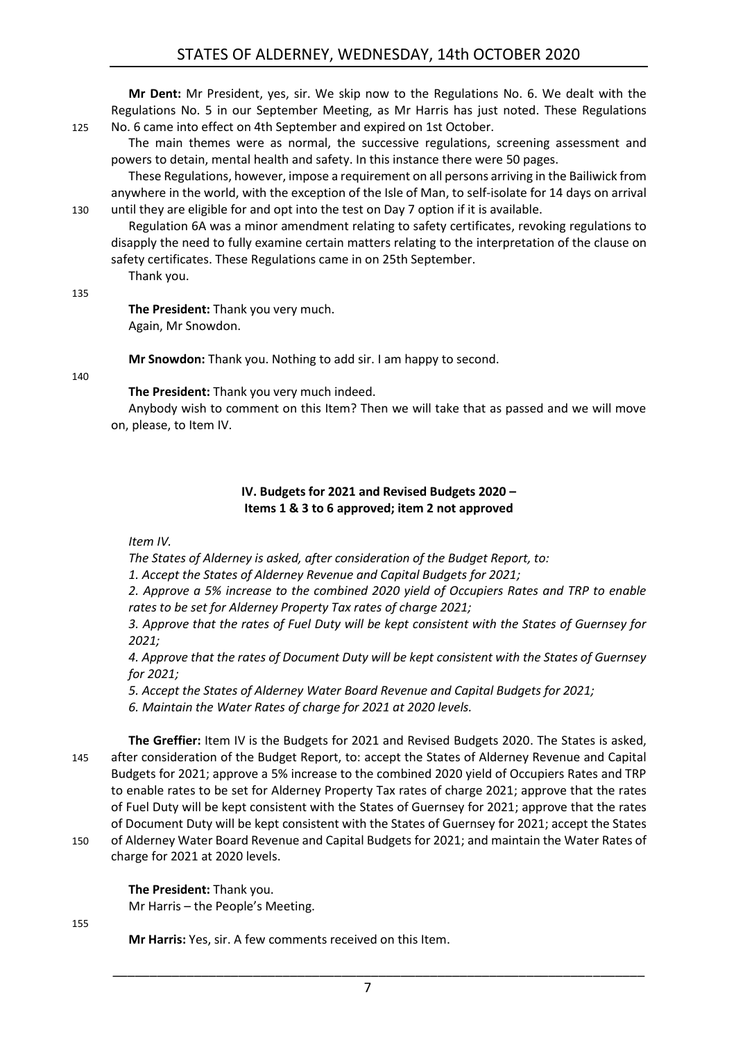**Mr Dent:** Mr President, yes, sir. We skip now to the Regulations No. 6. We dealt with the Regulations No. 5 in our September Meeting, as Mr Harris has just noted. These Regulations No. 6 came into effect on 4th September and expired on 1st October.

The main themes were as normal, the successive regulations, screening assessment and powers to detain, mental health and safety. In this instance there were 50 pages.

These Regulations, however, impose a requirement on all persons arriving in the Bailiwick from anywhere in the world, with the exception of the Isle of Man, to self-isolate for 14 days on arrival until they are eligible for and opt into the test on Day 7 option if it is available.

Regulation 6A was a minor amendment relating to safety certificates, revoking regulations to disapply the need to fully examine certain matters relating to the interpretation of the clause on safety certificates. These Regulations came in on 25th September.

Thank you.

**The President:** Thank you very much.

Again, Mr Snowdon.

**Mr Snowdon:** Thank you. Nothing to add sir. I am happy to second.

**The President:** Thank you very much indeed.

Anybody wish to comment on this Item? Then we will take that as passed and we will move on, please, to Item IV.

## IV. Budgets for 2021 and Revised Budgets 2020 – Items 1 & 3 to 6 approved; item 2 not approved

*Item IV.*

*The States of Alderney is asked, after consideration of the Budget Report, to:*

*1. Accept the States of Alderney Revenue and Capital Budgets for 2021;*

*2. Approve a 5% increase to the combined 2020 yield of Occupiers Rates and TRP to enable rates to be set for Alderney Property Tax rates of charge 2021;*

*3. Approve that the rates of Fuel Duty will be kept consistent with the States of Guernsey for 2021;*

*4. Approve that the rates of Document Duty will be kept consistent with the States of Guernsey for 2021;*

*5. Accept the States of Alderney Water Board Revenue and Capital Budgets for 2021;*

*6. Maintain the Water Rates of charge for 2021 at 2020 levels.*

**The Greffier:** Item IV is the Budgets for 2021 and Revised Budgets 2020. The States is asked, after consideration of the Budget Report, to: accept the States of Alderney Revenue and Capital Budgets for 2021; approve a 5% increase to the combined 2020 yield of Occupiers Rates and TRP to enable rates to be set for Alderney Property Tax rates of charge 2021; approve that the rates of Fuel Duty will be kept consistent with the States of Guernsey for 2021; approve that the rates of Document Duty will be kept consistent with the States of Guernsey for 2021; accept the States of Alderney Water Board Revenue and Capital Budgets for 2021; and maintain the Water Rates of charge for 2021 at 2020 levels.

**The President:** Thank you.

Mr Harris – the People's Meeting.

**Mr Harris:** Yes, sir. A few comments received on this Item.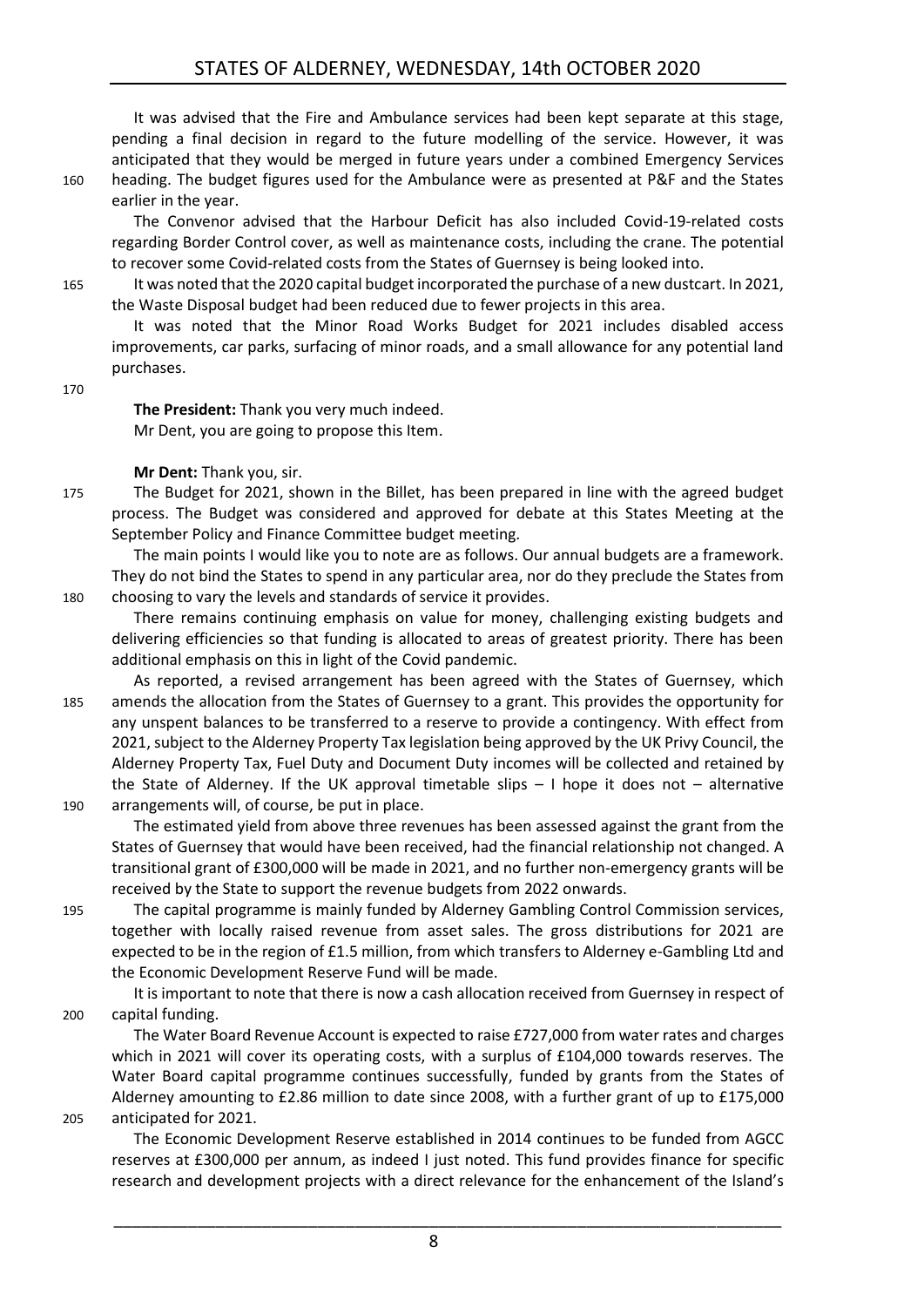It was advised that the Fire and Ambulance services had been kept separate at this stage, pending a final decision in regard to the future modelling of the service. However, it was anticipated that they would be merged in future years under a combined Emergency Services heading. The budget figures used for the Ambulance were as presented at P&F and the States earlier in the year.

The Convenor advised that the Harbour Deficit has also included Covid-19-related costs regarding Border Control cover, as well as maintenance costs, including the crane. The potential to recover some Covid-related costs from the States of Guernsey is being looked into.

It was noted that the 2020 capital budget incorporated the purchase of a new dustcart. In 2021, the Waste Disposal budget had been reduced due to fewer projects in this area.

It was noted that the Minor Road Works Budget for 2021 includes disabled access improvements, car parks, surfacing of minor roads, and a small allowance for any potential land purchases.

**The President:** Thank you very much indeed.
Mr Dent, you are going to propose this Item.

**Mr Dent:** Thank you, sir.

The Budget for 2021, shown in the Billet, has been prepared in line with the agreed budget process. The Budget was considered and approved for debate at this States Meeting at the September Policy and Finance Committee budget meeting.

The main points I would like you to note are as follows. Our annual budgets are a framework. They do not bind the States to spend in any particular area, nor do they preclude the States from choosing to vary the levels and standards of service it provides.

There remains continuing emphasis on value for money, challenging existing budgets and delivering efficiencies so that funding is allocated to areas of greatest priority. There has been additional emphasis on this in light of the Covid pandemic.

As reported, a revised arrangement has been agreed with the States of Guernsey, which amends the allocation from the States of Guernsey to a grant. This provides the opportunity for any unspent balances to be transferred to a reserve to provide a contingency. With effect from 2021, subject to the Alderney Property Tax legislation being approved by the UK Privy Council, the Alderney Property Tax, Fuel Duty and Document Duty incomes will be collected and retained by the State of Alderney. If the UK approval timetable slips – I hope it does not – alternative arrangements will, of course, be put in place.

The estimated yield from above three revenues has been assessed against the grant from the States of Guernsey that would have been received, had the financial relationship not changed. A transitional grant of £300,000 will be made in 2021, and no further non-emergency grants will be received by the State to support the revenue budgets from 2022 onwards.

The capital programme is mainly funded by Alderney Gambling Control Commission services, together with locally raised revenue from asset sales. The gross distributions for 2021 are expected to be in the region of £1.5 million, from which transfers to Alderney e-Gambling Ltd and the Economic Development Reserve Fund will be made.

It is important to note that there is now a cash allocation received from Guernsey in respect of capital funding.

The Water Board Revenue Account is expected to raise £727,000 from water rates and charges which in 2021 will cover its operating costs, with a surplus of £104,000 towards reserves. The Water Board capital programme continues successfully, funded by grants from the States of Alderney amounting to £2.86 million to date since 2008, with a further grant of up to £175,000 anticipated for 2021.

The Economic Development Reserve established in 2014 continues to be funded from AGCC reserves at £300,000 per annum, as indeed I just noted. This fund provides finance for specific research and development projects with a direct relevance for the enhancement of the Island's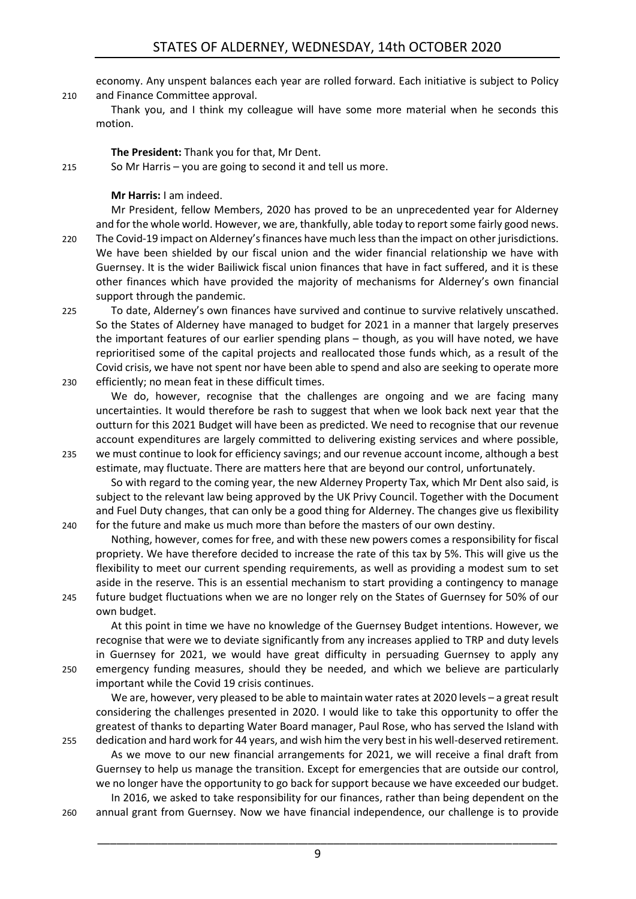economy. Any unspent balances each year are rolled forward. Each initiative is subject to Policy and Finance Committee approval.

Thank you, and I think my colleague will have some more material when he seconds this motion.

**The President:** Thank you for that, Mr Dent.

So Mr Harris – you are going to second it and tell us more.

**Mr Harris:** I am indeed.

Mr President, fellow Members, 2020 has proved to be an unprecedented year for Alderney and for the whole world. However, we are, thankfully, able today to report some fairly good news. The Covid-19 impact on Alderney's finances have much less than the impact on other jurisdictions. We have been shielded by our fiscal union and the wider financial relationship we have with Guernsey. It is the wider Bailiwick fiscal union finances that have in fact suffered, and it is these other finances which have provided the majority of mechanisms for Alderney's own financial support through the pandemic.

To date, Alderney's own finances have survived and continue to survive relatively unscathed. So the States of Alderney have managed to budget for 2021 in a manner that largely preserves the important features of our earlier spending plans – though, as you will have noted, we have reprioritised some of the capital projects and reallocated those funds which, as a result of the Covid crisis, we have not spent nor have been able to spend and also are seeking to operate more efficiently; no mean feat in these difficult times.

We do, however, recognise that the challenges are ongoing and we are facing many uncertainties. It would therefore be rash to suggest that when we look back next year that the outturn for this 2021 Budget will have been as predicted. We need to recognise that our revenue account expenditures are largely committed to delivering existing services and where possible, we must continue to look for efficiency savings; and our revenue account income, although a best estimate, may fluctuate. There are matters here that are beyond our control, unfortunately.

So with regard to the coming year, the new Alderney Property Tax, which Mr Dent also said, is subject to the relevant law being approved by the UK Privy Council. Together with the Document and Fuel Duty changes, that can only be a good thing for Alderney. The changes give us flexibility for the future and make us much more than before the masters of our own destiny.

Nothing, however, comes for free, and with these new powers comes a responsibility for fiscal propriety. We have therefore decided to increase the rate of this tax by 5%. This will give us the flexibility to meet our current spending requirements, as well as providing a modest sum to set aside in the reserve. This is an essential mechanism to start providing a contingency to manage future budget fluctuations when we are no longer rely on the States of Guernsey for 50% of our own budget.

At this point in time we have no knowledge of the Guernsey Budget intentions. However, we recognise that were we to deviate significantly from any increases applied to TRP and duty levels in Guernsey for 2021, we would have great difficulty in persuading Guernsey to apply any emergency funding measures, should they be needed, and which we believe are particularly important while the Covid 19 crisis continues.

We are, however, very pleased to be able to maintain water rates at 2020 levels – a great result considering the challenges presented in 2020. I would like to take this opportunity to offer the greatest of thanks to departing Water Board manager, Paul Rose, who has served the Island with dedication and hard work for 44 years, and wish him the very best in his well-deserved retirement.

As we move to our new financial arrangements for 2021, we will receive a final draft from Guernsey to help us manage the transition. Except for emergencies that are outside our control, we no longer have the opportunity to go back for support because we have exceeded our budget.

In 2016, we asked to take responsibility for our finances, rather than being dependent on the annual grant from Guernsey. Now we have financial independence, our challenge is to provide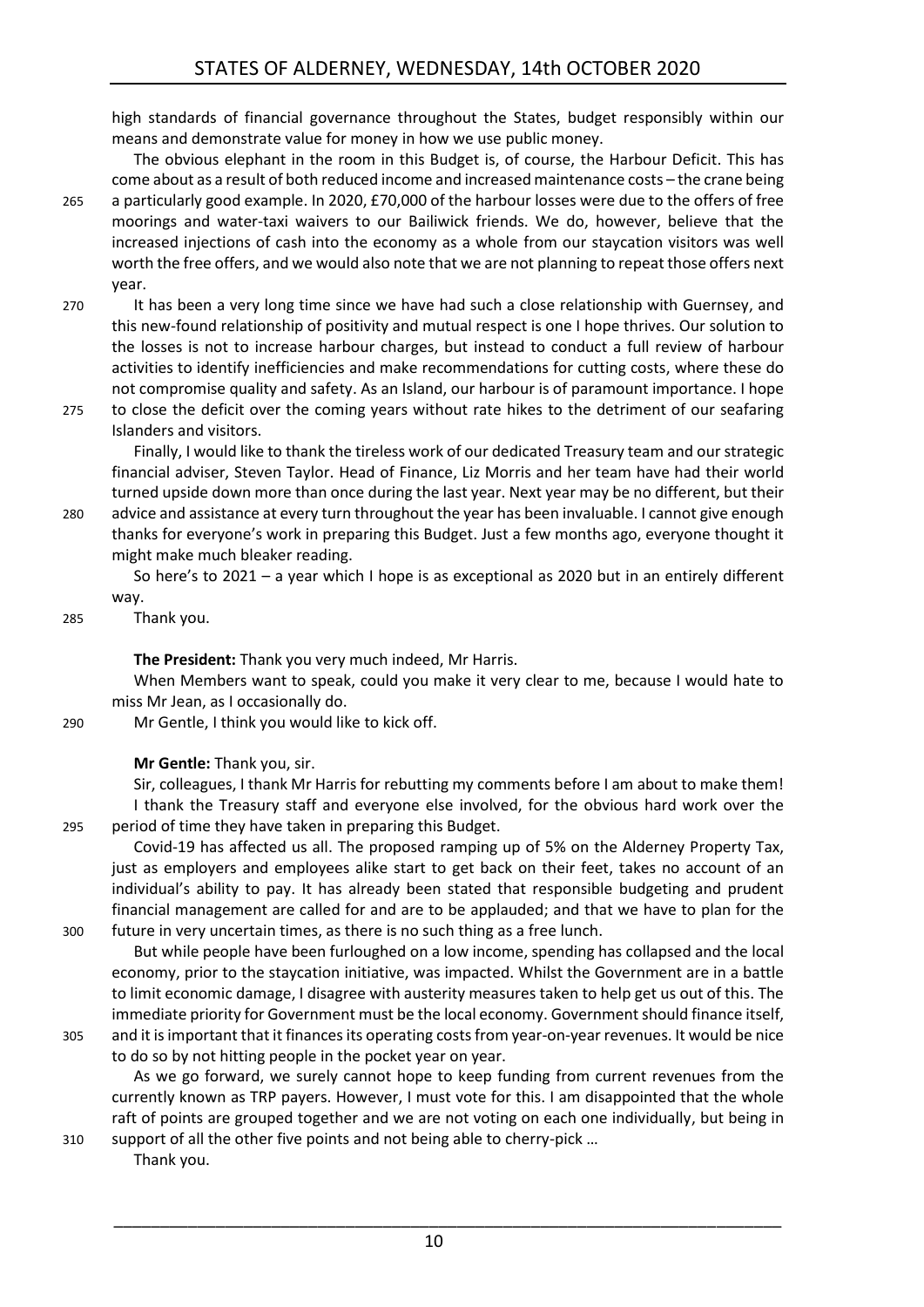high standards of financial governance throughout the States, budget responsibly within our means and demonstrate value for money in how we use public money.

The obvious elephant in the room in this Budget is, of course, the Harbour Deficit. This has come about as a result of both reduced income and increased maintenance costs – the crane being a particularly good example. In 2020, £70,000 of the harbour losses were due to the offers of free moorings and water-taxi waivers to our Bailiwick friends. We do, however, believe that the increased injections of cash into the economy as a whole from our staycation visitors was well worth the free offers, and we would also note that we are not planning to repeat those offers next year.

It has been a very long time since we have had such a close relationship with Guernsey, and this new-found relationship of positivity and mutual respect is one I hope thrives. Our solution to the losses is not to increase harbour charges, but instead to conduct a full review of harbour activities to identify inefficiencies and make recommendations for cutting costs, where these do not compromise quality and safety. As an Island, our harbour is of paramount importance. I hope to close the deficit over the coming years without rate hikes to the detriment of our seafaring Islanders and visitors.

Finally, I would like to thank the tireless work of our dedicated Treasury team and our strategic financial adviser, Steven Taylor. Head of Finance, Liz Morris and her team have had their world turned upside down more than once during the last year. Next year may be no different, but their advice and assistance at every turn throughout the year has been invaluable. I cannot give enough thanks for everyone's work in preparing this Budget. Just a few months ago, everyone thought it might make much bleaker reading.

So here's to 2021 – a year which I hope is as exceptional as 2020 but in an entirely different way.

Thank you.

**The President:** Thank you very much indeed, Mr Harris.

When Members want to speak, could you make it very clear to me, because I would hate to miss Mr Jean, as I occasionally do.

Mr Gentle, I think you would like to kick off.

**Mr Gentle:** Thank you, sir.

Sir, colleagues, I thank Mr Harris for rebutting my comments before I am about to make them! I thank the Treasury staff and everyone else involved, for the obvious hard work over the period of time they have taken in preparing this Budget.

Covid-19 has affected us all. The proposed ramping up of 5% on the Alderney Property Tax, just as employers and employees alike start to get back on their feet, takes no account of an individual's ability to pay. It has already been stated that responsible budgeting and prudent financial management are called for and are to be applauded; and that we have to plan for the future in very uncertain times, as there is no such thing as a free lunch.

But while people have been furloughed on a low income, spending has collapsed and the local economy, prior to the staycation initiative, was impacted. Whilst the Government are in a battle to limit economic damage, I disagree with austerity measures taken to help get us out of this. The immediate priority for Government must be the local economy. Government should finance itself, and it is important that it finances its operating costs from year-on-year revenues. It would be nice to do so by not hitting people in the pocket year on year.

As we go forward, we surely cannot hope to keep funding from current revenues from the currently known as TRP payers. However, I must vote for this. I am disappointed that the whole raft of points are grouped together and we are not voting on each one individually, but being in support of all the other five points and not being able to cherry-pick …

Thank you.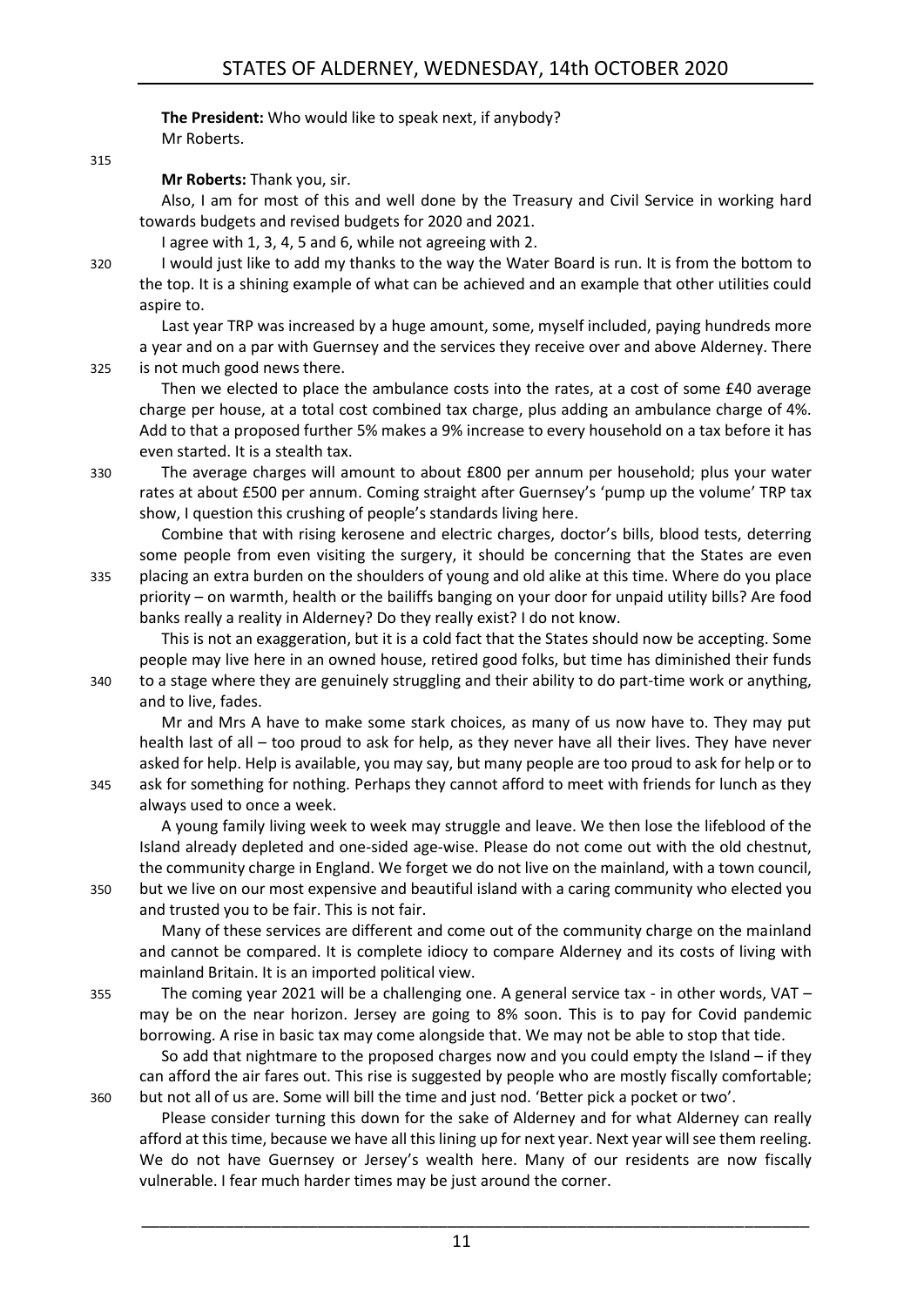**The President:** Who would like to speak next, if anybody?
Mr Roberts.

**Mr Roberts:** Thank you, sir.

Also, I am for most of this and well done by the Treasury and Civil Service in working hard towards budgets and revised budgets for 2020 and 2021.

I agree with 1, 3, 4, 5 and 6, while not agreeing with 2.

I would just like to add my thanks to the way the Water Board is run. It is from the bottom to the top. It is a shining example of what can be achieved and an example that other utilities could aspire to.

Last year TRP was increased by a huge amount, some, myself included, paying hundreds more a year and on a par with Guernsey and the services they receive over and above Alderney. There is not much good news there.

Then we elected to place the ambulance costs into the rates, at a cost of some £40 average charge per house, at a total cost combined tax charge, plus adding an ambulance charge of 4%. Add to that a proposed further 5% makes a 9% increase to every household on a tax before it has even started. It is a stealth tax.

The average charges will amount to about £800 per annum per household; plus your water rates at about £500 per annum. Coming straight after Guernsey's 'pump up the volume' TRP tax show, I question this crushing of people's standards living here.

Combine that with rising kerosene and electric charges, doctor's bills, blood tests, deterring some people from even visiting the surgery, it should be concerning that the States are even placing an extra burden on the shoulders of young and old alike at this time. Where do you place priority – on warmth, health or the bailiffs banging on your door for unpaid utility bills? Are food banks really a reality in Alderney? Do they really exist? I do not know.

This is not an exaggeration, but it is a cold fact that the States should now be accepting. Some people may live here in an owned house, retired good folks, but time has diminished their funds to a stage where they are genuinely struggling and their ability to do part-time work or anything, and to live, fades.

Mr and Mrs A have to make some stark choices, as many of us now have to. They may put health last of all – too proud to ask for help, as they never have all their lives. They have never asked for help. Help is available, you may say, but many people are too proud to ask for help or to ask for something for nothing. Perhaps they cannot afford to meet with friends for lunch as they always used to once a week.

A young family living week to week may struggle and leave. We then lose the lifeblood of the Island already depleted and one-sided age-wise. Please do not come out with the old chestnut, the community charge in England. We forget we do not live on the mainland, with a town council, but we live on our most expensive and beautiful island with a caring community who elected you and trusted you to be fair. This is not fair.

Many of these services are different and come out of the community charge on the mainland and cannot be compared. It is complete idiocy to compare Alderney and its costs of living with mainland Britain. It is an imported political view.

The coming year 2021 will be a challenging one. A general service tax - in other words, VAT – may be on the near horizon. Jersey are going to 8% soon. This is to pay for Covid pandemic borrowing. A rise in basic tax may come alongside that. We may not be able to stop that tide.

So add that nightmare to the proposed charges now and you could empty the Island – if they can afford the air fares out. This rise is suggested by people who are mostly fiscally comfortable; but not all of us are. Some will bill the time and just nod. 'Better pick a pocket or two'.

Please consider turning this down for the sake of Alderney and for what Alderney can really afford at this time, because we have all this lining up for next year. Next year will see them reeling. We do not have Guernsey or Jersey's wealth here. Many of our residents are now fiscally vulnerable. I fear much harder times may be just around the corner.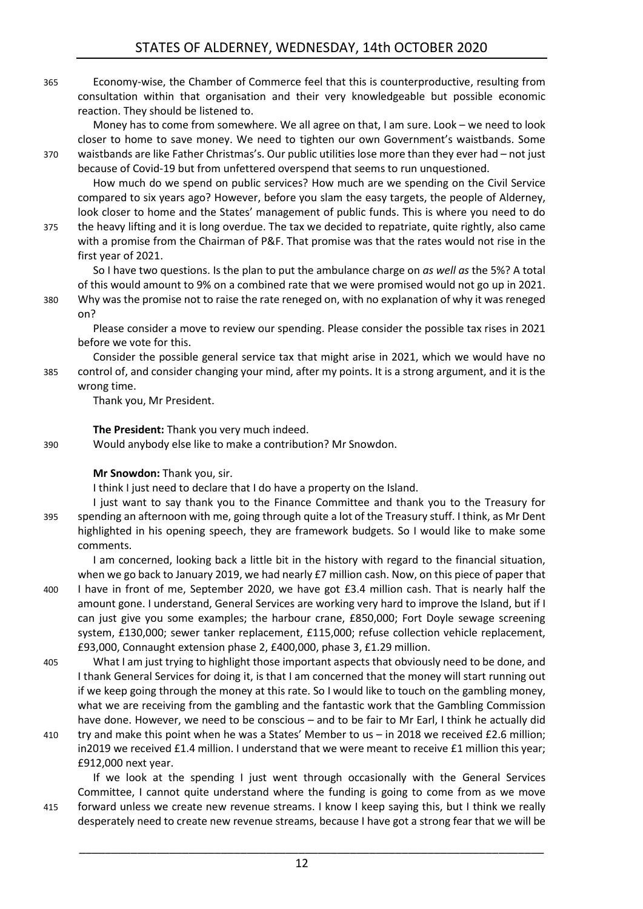Economy-wise, the Chamber of Commerce feel that this is counterproductive, resulting from consultation within that organisation and their very knowledgeable but possible economic reaction. They should be listened to.

Money has to come from somewhere. We all agree on that, I am sure. Look – we need to look closer to home to save money. We need to tighten our own Government's waistbands. Some waistbands are like Father Christmas's. Our public utilities lose more than they ever had – not just because of Covid-19 but from unfettered overspend that seems to run unquestioned.

How much do we spend on public services? How much are we spending on the Civil Service compared to six years ago? However, before you slam the easy targets, the people of Alderney, look closer to home and the States' management of public funds. This is where you need to do the heavy lifting and it is long overdue. The tax we decided to repatriate, quite rightly, also came with a promise from the Chairman of P&F. That promise was that the rates would not rise in the first year of 2021.

So I have two questions. Is the plan to put the ambulance charge on *as well as* the 5%? A total of this would amount to 9% on a combined rate that we were promised would not go up in 2021. Why was the promise not to raise the rate reneged on, with no explanation of why it was reneged on?

Please consider a move to review our spending. Please consider the possible tax rises in 2021 before we vote for this.

Consider the possible general service tax that might arise in 2021, which we would have no control of, and consider changing your mind, after my points. It is a strong argument, and it is the wrong time.

Thank you, Mr President.

**The President:** Thank you very much indeed.

Would anybody else like to make a contribution? Mr Snowdon.

**Mr Snowdon:** Thank you, sir.

I think I just need to declare that I do have a property on the Island.

I just want to say thank you to the Finance Committee and thank you to the Treasury for spending an afternoon with me, going through quite a lot of the Treasury stuff. I think, as Mr Dent highlighted in his opening speech, they are framework budgets. So I would like to make some comments.

I am concerned, looking back a little bit in the history with regard to the financial situation, when we go back to January 2019, we had nearly £7 million cash. Now, on this piece of paper that I have in front of me, September 2020, we have got £3.4 million cash. That is nearly half the amount gone. I understand, General Services are working very hard to improve the Island, but if I can just give you some examples; the harbour crane, £850,000; Fort Doyle sewage screening system, £130,000; sewer tanker replacement, £115,000; refuse collection vehicle replacement, £93,000, Connaught extension phase 2, £400,000, phase 3, £1.29 million.

What I am just trying to highlight those important aspects that obviously need to be done, and I thank General Services for doing it, is that I am concerned that the money will start running out if we keep going through the money at this rate. So I would like to touch on the gambling money, what we are receiving from the gambling and the fantastic work that the Gambling Commission have done. However, we need to be conscious – and to be fair to Mr Earl, I think he actually did try and make this point when he was a States' Member to us – in 2018 we received £2.6 million; in2019 we received £1.4 million. I understand that we were meant to receive £1 million this year; £912,000 next year.

If we look at the spending I just went through occasionally with the General Services Committee, I cannot quite understand where the funding is going to come from as we move forward unless we create new revenue streams. I know I keep saying this, but I think we really desperately need to create new revenue streams, because I have got a strong fear that we will be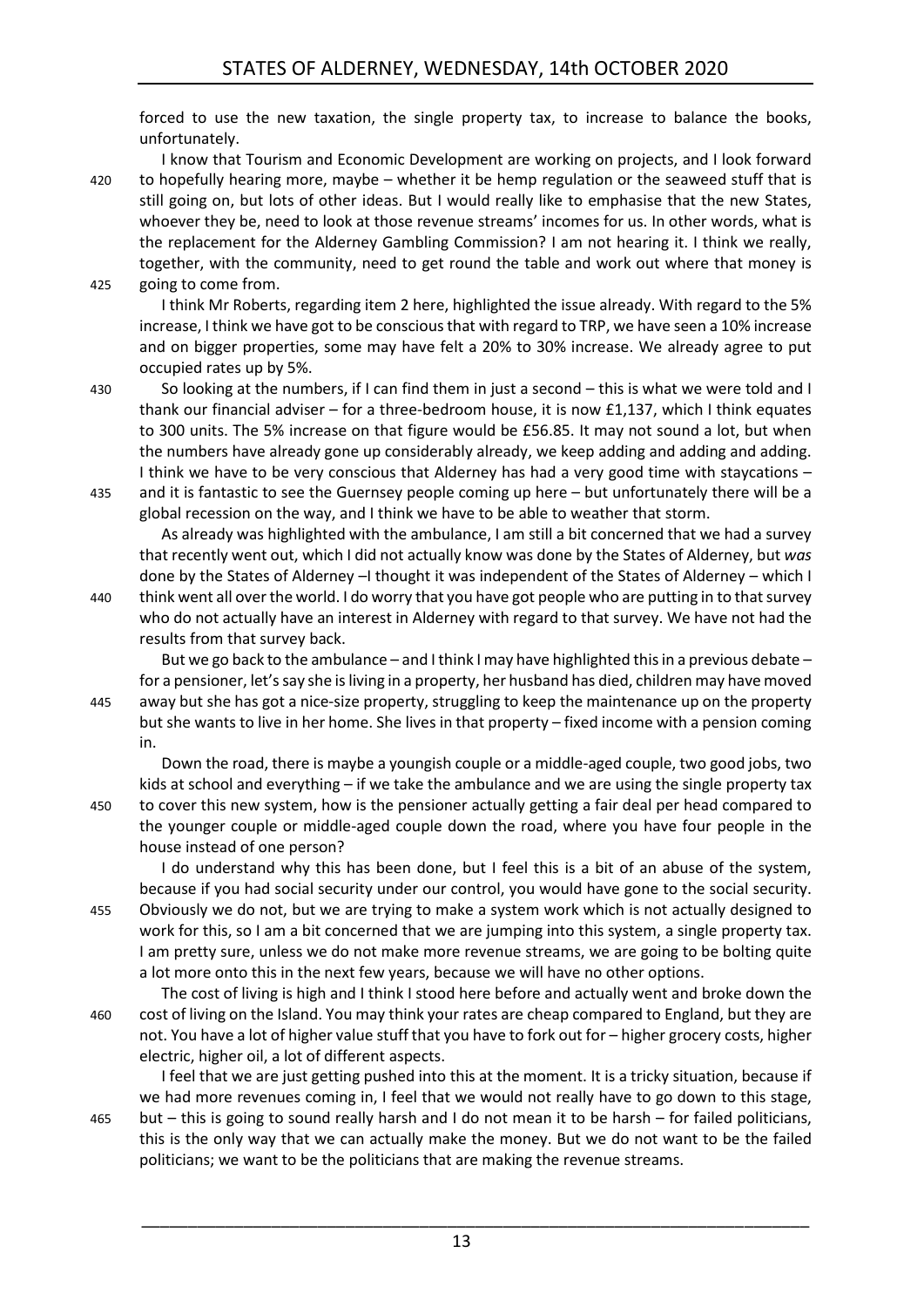forced to use the new taxation, the single property tax, to increase to balance the books, unfortunately.

I know that Tourism and Economic Development are working on projects, and I look forward to hopefully hearing more, maybe – whether it be hemp regulation or the seaweed stuff that is still going on, but lots of other ideas. But I would really like to emphasise that the new States, whoever they be, need to look at those revenue streams' incomes for us. In other words, what is the replacement for the Alderney Gambling Commission? I am not hearing it. I think we really, together, with the community, need to get round the table and work out where that money is going to come from.

I think Mr Roberts, regarding item 2 here, highlighted the issue already. With regard to the 5% increase, I think we have got to be conscious that with regard to TRP, we have seen a 10% increase and on bigger properties, some may have felt a 20% to 30% increase. We already agree to put occupied rates up by 5%.

So looking at the numbers, if I can find them in just a second – this is what we were told and I thank our financial adviser – for a three-bedroom house, it is now £1,137, which I think equates to 300 units. The 5% increase on that figure would be £56.85. It may not sound a lot, but when the numbers have already gone up considerably already, we keep adding and adding and adding. I think we have to be very conscious that Alderney has had a very good time with staycations – and it is fantastic to see the Guernsey people coming up here – but unfortunately there will be a global recession on the way, and I think we have to be able to weather that storm.

As already was highlighted with the ambulance, I am still a bit concerned that we had a survey that recently went out, which I did not actually know was done by the States of Alderney, but *was* done by the States of Alderney –I thought it was independent of the States of Alderney – which I think went all over the world. I do worry that you have got people who are putting in to that survey who do not actually have an interest in Alderney with regard to that survey. We have not had the results from that survey back.

But we go back to the ambulance – and I think I may have highlighted this in a previous debate – for a pensioner, let's say she is living in a property, her husband has died, children may have moved away but she has got a nice-size property, struggling to keep the maintenance up on the property but she wants to live in her home. She lives in that property – fixed income with a pension coming in.

Down the road, there is maybe a youngish couple or a middle-aged couple, two good jobs, two kids at school and everything – if we take the ambulance and we are using the single property tax to cover this new system, how is the pensioner actually getting a fair deal per head compared to the younger couple or middle-aged couple down the road, where you have four people in the house instead of one person?

I do understand why this has been done, but I feel this is a bit of an abuse of the system, because if you had social security under our control, you would have gone to the social security. Obviously we do not, but we are trying to make a system work which is not actually designed to work for this, so I am a bit concerned that we are jumping into this system, a single property tax. I am pretty sure, unless we do not make more revenue streams, we are going to be bolting quite a lot more onto this in the next few years, because we will have no other options.

The cost of living is high and I think I stood here before and actually went and broke down the cost of living on the Island. You may think your rates are cheap compared to England, but they are not. You have a lot of higher value stuff that you have to fork out for – higher grocery costs, higher electric, higher oil, a lot of different aspects.

I feel that we are just getting pushed into this at the moment. It is a tricky situation, because if we had more revenues coming in, I feel that we would not really have to go down to this stage, but – this is going to sound really harsh and I do not mean it to be harsh – for failed politicians, this is the only way that we can actually make the money. But we do not want to be the failed politicians; we want to be the politicians that are making the revenue streams.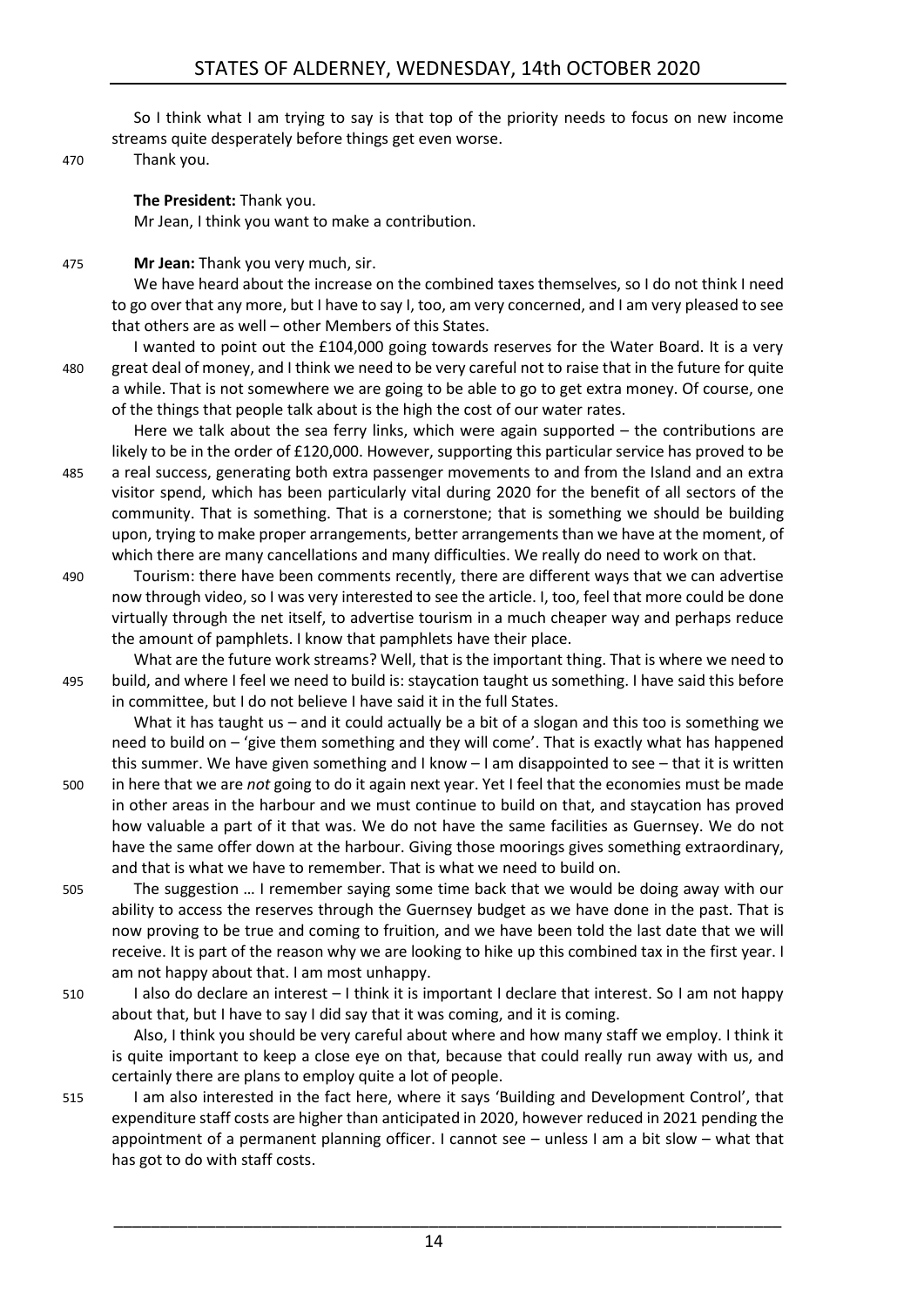So I think what I am trying to say is that top of the priority needs to focus on new income streams quite desperately before things get even worse.

470 Thank you.

**The President:** Thank you.

Mr Jean, I think you want to make a contribution.

475 **Mr Jean:** Thank you very much, sir.

We have heard about the increase on the combined taxes themselves, so I do not think I need to go over that any more, but I have to say I, too, am very concerned, and I am very pleased to see that others are as well – other Members of this States.

I wanted to point out the £104,000 going towards reserves for the Water Board. It is a very 480 great deal of money, and I think we need to be very careful not to raise that in the future for quite a while. That is not somewhere we are going to be able to go to get extra money. Of course, one of the things that people talk about is the high the cost of our water rates.

Here we talk about the sea ferry links, which were again supported – the contributions are likely to be in the order of £120,000. However, supporting this particular service has proved to be 485 a real success, generating both extra passenger movements to and from the Island and an extra visitor spend, which has been particularly vital during 2020 for the benefit of all sectors of the community. That is something. That is a cornerstone; that is something we should be building upon, trying to make proper arrangements, better arrangements than we have at the moment, of which there are many cancellations and many difficulties. We really do need to work on that.

490 Tourism: there have been comments recently, there are different ways that we can advertise now through video, so I was very interested to see the article. I, too, feel that more could be done virtually through the net itself, to advertise tourism in a much cheaper way and perhaps reduce the amount of pamphlets. I know that pamphlets have their place.

What are the future work streams? Well, that is the important thing. That is where we need to 495 build, and where I feel we need to build is: staycation taught us something. I have said this before in committee, but I do not believe I have said it in the full States.

What it has taught us – and it could actually be a bit of a slogan and this too is something we need to build on – 'give them something and they will come'. That is exactly what has happened this summer. We have given something and I know – I am disappointed to see – that it is written 500 in here that we are *not* going to do it again next year. Yet I feel that the economies must be made in other areas in the harbour and we must continue to build on that, and staycation has proved how valuable a part of it that was. We do not have the same facilities as Guernsey. We do not have the same offer down at the harbour. Giving those moorings gives something extraordinary, and that is what we have to remember. That is what we need to build on.

505 The suggestion … I remember saying some time back that we would be doing away with our ability to access the reserves through the Guernsey budget as we have done in the past. That is now proving to be true and coming to fruition, and we have been told the last date that we will receive. It is part of the reason why we are looking to hike up this combined tax in the first year. I am not happy about that. I am most unhappy.

510 I also do declare an interest – I think it is important I declare that interest. So I am not happy about that, but I have to say I did say that it was coming, and it is coming.

Also, I think you should be very careful about where and how many staff we employ. I think it is quite important to keep a close eye on that, because that could really run away with us, and certainly there are plans to employ quite a lot of people.

515 I am also interested in the fact here, where it says 'Building and Development Control', that expenditure staff costs are higher than anticipated in 2020, however reduced in 2021 pending the appointment of a permanent planning officer. I cannot see – unless I am a bit slow – what that has got to do with staff costs.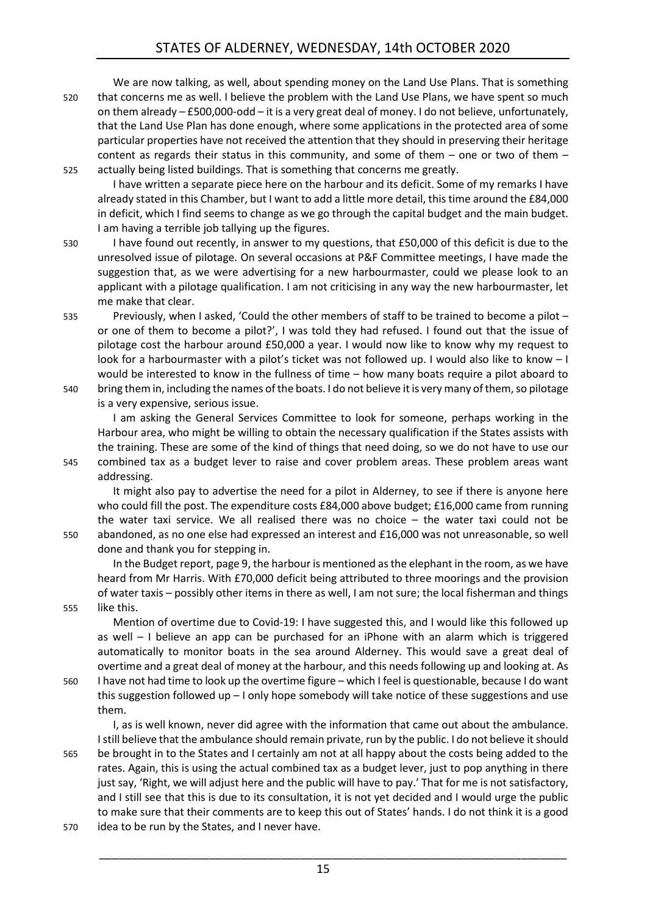We are now talking, as well, about spending money on the Land Use Plans. That is something that concerns me as well. I believe the problem with the Land Use Plans, we have spent so much on them already – £500,000-odd – it is a very great deal of money. I do not believe, unfortunately, that the Land Use Plan has done enough, where some applications in the protected area of some particular properties have not received the attention that they should in preserving their heritage content as regards their status in this community, and some of them – one or two of them – actually being listed buildings. That is something that concerns me greatly.

I have written a separate piece here on the harbour and its deficit. Some of my remarks I have already stated in this Chamber, but I want to add a little more detail, this time around the £84,000 in deficit, which I find seems to change as we go through the capital budget and the main budget. I am having a terrible job tallying up the figures.

I have found out recently, in answer to my questions, that £50,000 of this deficit is due to the unresolved issue of pilotage. On several occasions at P&F Committee meetings, I have made the suggestion that, as we were advertising for a new harbourmaster, could we please look to an applicant with a pilotage qualification. I am not criticising in any way the new harbourmaster, let me make that clear.

Previously, when I asked, 'Could the other members of staff to be trained to become a pilot – or one of them to become a pilot?', I was told they had refused. I found out that the issue of pilotage cost the harbour around £50,000 a year. I would now like to know why my request to look for a harbourmaster with a pilot's ticket was not followed up. I would also like to know – I would be interested to know in the fullness of time – how many boats require a pilot aboard to bring them in, including the names of the boats. I do not believe it is very many of them, so pilotage is a very expensive, serious issue.

I am asking the General Services Committee to look for someone, perhaps working in the Harbour area, who might be willing to obtain the necessary qualification if the States assists with the training. These are some of the kind of things that need doing, so we do not have to use our combined tax as a budget lever to raise and cover problem areas. These problem areas want addressing.

It might also pay to advertise the need for a pilot in Alderney, to see if there is anyone here who could fill the post. The expenditure costs £84,000 above budget; £16,000 came from running the water taxi service. We all realised there was no choice – the water taxi could not be abandoned, as no one else had expressed an interest and £16,000 was not unreasonable, so well done and thank you for stepping in.

In the Budget report, page 9, the harbour is mentioned as the elephant in the room, as we have heard from Mr Harris. With £70,000 deficit being attributed to three moorings and the provision of water taxis – possibly other items in there as well, I am not sure; the local fisherman and things like this.

Mention of overtime due to Covid-19: I have suggested this, and I would like this followed up as well – I believe an app can be purchased for an iPhone with an alarm which is triggered automatically to monitor boats in the sea around Alderney. This would save a great deal of overtime and a great deal of money at the harbour, and this needs following up and looking at. As I have not had time to look up the overtime figure – which I feel is questionable, because I do want this suggestion followed up – I only hope somebody will take notice of these suggestions and use them.

I, as is well known, never did agree with the information that came out about the ambulance. I still believe that the ambulance should remain private, run by the public. I do not believe it should be brought in to the States and I certainly am not at all happy about the costs being added to the rates. Again, this is using the actual combined tax as a budget lever, just to pop anything in there just say, 'Right, we will adjust here and the public will have to pay.' That for me is not satisfactory, and I still see that this is due to its consultation, it is not yet decided and I would urge the public to make sure that their comments are to keep this out of States' hands. I do not think it is a good idea to be run by the States, and I never have.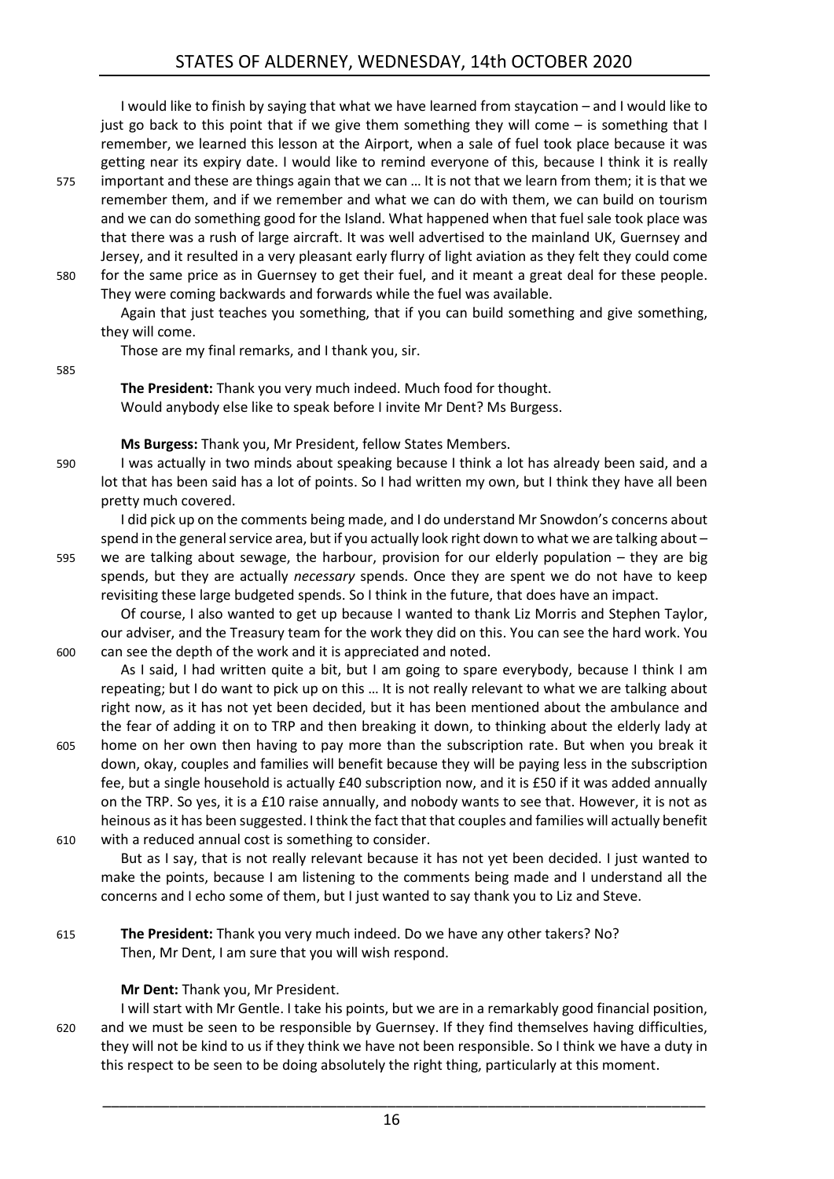I would like to finish by saying that what we have learned from staycation – and I would like to just go back to this point that if we give them something they will come – is something that I remember, we learned this lesson at the Airport, when a sale of fuel took place because it was getting near its expiry date. I would like to remind everyone of this, because I think it is really important and these are things again that we can … It is not that we learn from them; it is that we remember them, and if we remember and what we can do with them, we can build on tourism and we can do something good for the Island. What happened when that fuel sale took place was that there was a rush of large aircraft. It was well advertised to the mainland UK, Guernsey and Jersey, and it resulted in a very pleasant early flurry of light aviation as they felt they could come for the same price as in Guernsey to get their fuel, and it meant a great deal for these people. They were coming backwards and forwards while the fuel was available.

Again that just teaches you something, that if you can build something and give something, they will come.

Those are my final remarks, and I thank you, sir.

**The President:** Thank you very much indeed. Much food for thought.

Would anybody else like to speak before I invite Mr Dent? Ms Burgess.

**Ms Burgess:** Thank you, Mr President, fellow States Members.

I was actually in two minds about speaking because I think a lot has already been said, and a lot that has been said has a lot of points. So I had written my own, but I think they have all been pretty much covered.

I did pick up on the comments being made, and I do understand Mr Snowdon's concerns about spend in the general service area, but if you actually look right down to what we are talking about – we are talking about sewage, the harbour, provision for our elderly population – they are big spends, but they are actually *necessary* spends. Once they are spent we do not have to keep revisiting these large budgeted spends. So I think in the future, that does have an impact.

Of course, I also wanted to get up because I wanted to thank Liz Morris and Stephen Taylor, our adviser, and the Treasury team for the work they did on this. You can see the hard work. You can see the depth of the work and it is appreciated and noted.

As I said, I had written quite a bit, but I am going to spare everybody, because I think I am repeating; but I do want to pick up on this … It is not really relevant to what we are talking about right now, as it has not yet been decided, but it has been mentioned about the ambulance and the fear of adding it on to TRP and then breaking it down, to thinking about the elderly lady at home on her own then having to pay more than the subscription rate. But when you break it down, okay, couples and families will benefit because they will be paying less in the subscription fee, but a single household is actually £40 subscription now, and it is £50 if it was added annually on the TRP. So yes, it is a £10 raise annually, and nobody wants to see that. However, it is not as heinous as it has been suggested. I think the fact that that couples and families will actually benefit with a reduced annual cost is something to consider.

But as I say, that is not really relevant because it has not yet been decided. I just wanted to make the points, because I am listening to the comments being made and I understand all the concerns and I echo some of them, but I just wanted to say thank you to Liz and Steve.

**The President:** Thank you very much indeed. Do we have any other takers? No?

Then, Mr Dent, I am sure that you will wish respond.

**Mr Dent:** Thank you, Mr President.

I will start with Mr Gentle. I take his points, but we are in a remarkably good financial position, and we must be seen to be responsible by Guernsey. If they find themselves having difficulties, they will not be kind to us if they think we have not been responsible. So I think we have a duty in this respect to be seen to be doing absolutely the right thing, particularly at this moment.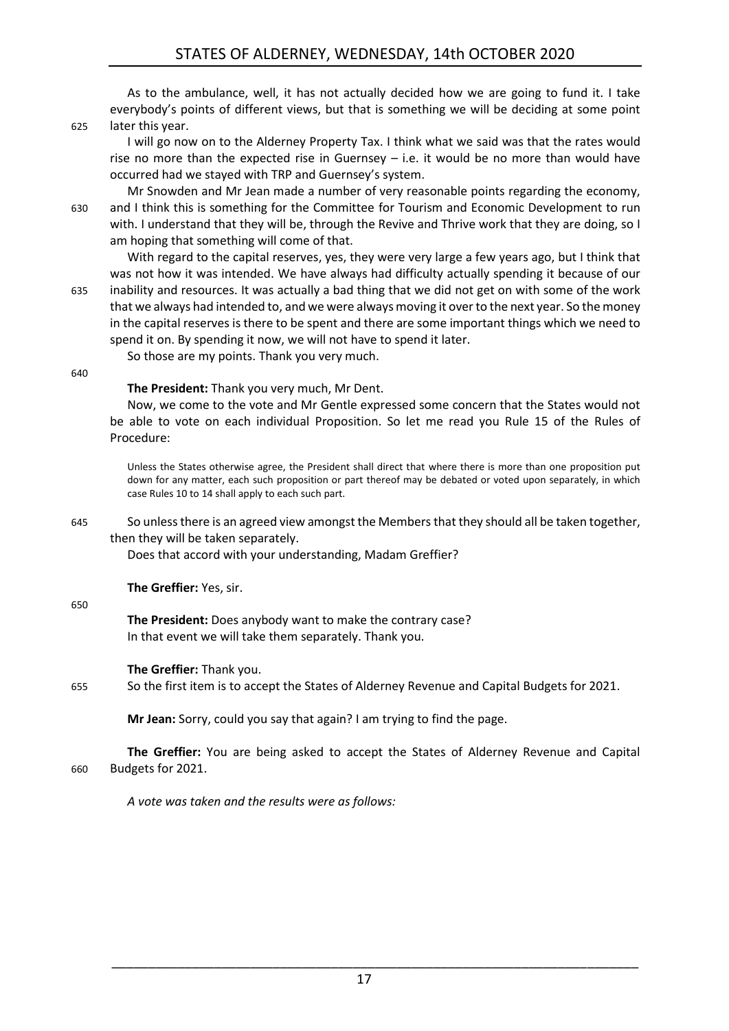As to the ambulance, well, it has not actually decided how we are going to fund it. I take everybody's points of different views, but that is something we will be deciding at some point later this year.

I will go now on to the Alderney Property Tax. I think what we said was that the rates would rise no more than the expected rise in Guernsey – i.e. it would be no more than would have occurred had we stayed with TRP and Guernsey's system.

Mr Snowden and Mr Jean made a number of very reasonable points regarding the economy, and I think this is something for the Committee for Tourism and Economic Development to run with. I understand that they will be, through the Revive and Thrive work that they are doing, so I am hoping that something will come of that.

With regard to the capital reserves, yes, they were very large a few years ago, but I think that was not how it was intended. We have always had difficulty actually spending it because of our inability and resources. It was actually a bad thing that we did not get on with some of the work that we always had intended to, and we were always moving it over to the next year. So the money in the capital reserves is there to be spent and there are some important things which we need to spend it on. By spending it now, we will not have to spend it later.

So those are my points. Thank you very much.

**The President:** Thank you very much, Mr Dent.

Now, we come to the vote and Mr Gentle expressed some concern that the States would not be able to vote on each individual Proposition. So let me read you Rule 15 of the Rules of Procedure:

> Unless the States otherwise agree, the President shall direct that where there is more than one proposition put down for any matter, each such proposition or part thereof may be debated or voted upon separately, in which case Rules 10 to 14 shall apply to each such part.

So unless there is an agreed view amongst the Members that they should all be taken together, then they will be taken separately.

Does that accord with your understanding, Madam Greffier?

**The Greffier:** Yes, sir.

**The President:** Does anybody want to make the contrary case?

In that event we will take them separately. Thank you.

**The Greffier:** Thank you.

So the first item is to accept the States of Alderney Revenue and Capital Budgets for 2021.

**Mr Jean:** Sorry, could you say that again? I am trying to find the page.

**The Greffier:** You are being asked to accept the States of Alderney Revenue and Capital Budgets for 2021.

*A vote was taken and the results were as follows:*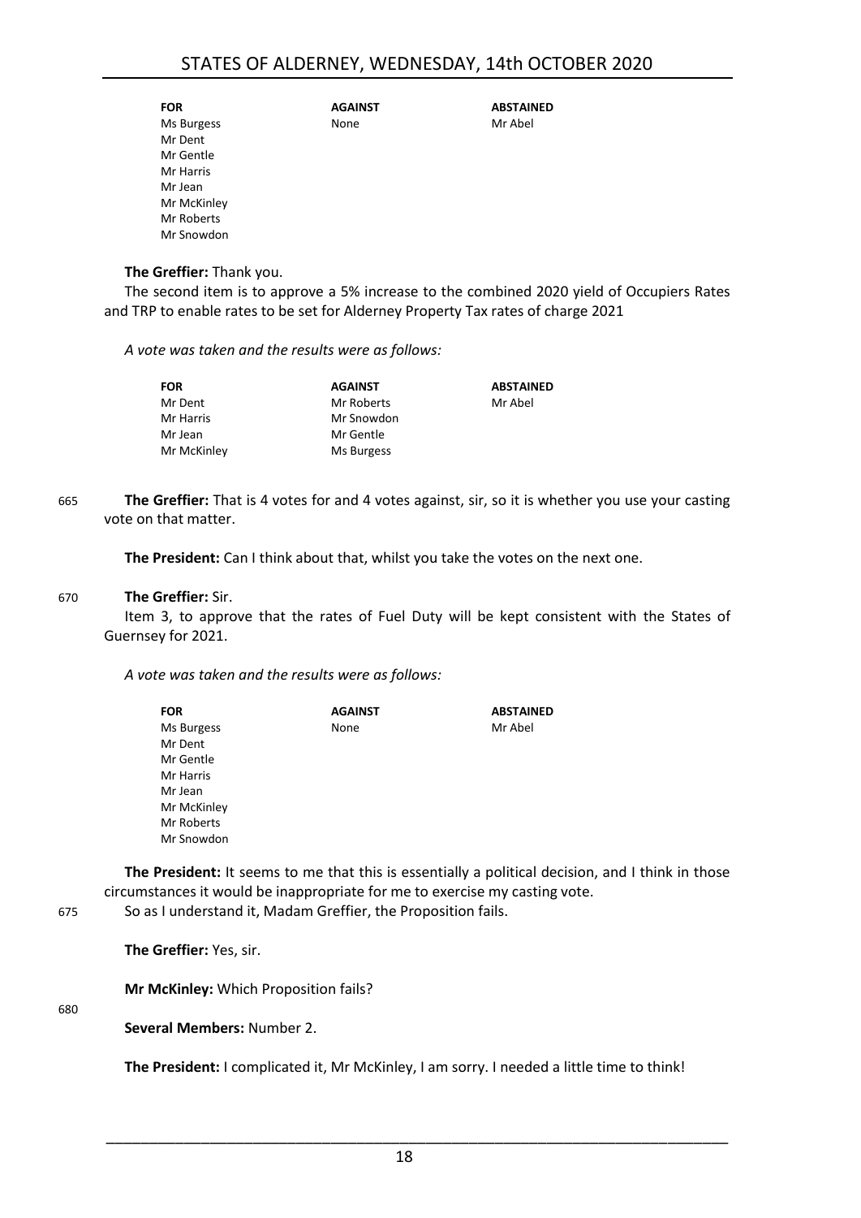| FOR | AGAINST | ABSTAINED |
|---|---|---|
| Ms Burgess | None | Mr Abel |
| Mr Dent | | |
| Mr Gentle | | |
| Mr Harris | | |
| Mr Jean | | |
| Mr McKinley | | |
| Mr Roberts | | |
| Mr Snowdon | | |

**The Greffier:** Thank you.

The second item is to approve a 5% increase to the combined 2020 yield of Occupiers Rates and TRP to enable rates to be set for Alderney Property Tax rates of charge 2021

*A vote was taken and the results were as follows:*

| FOR | AGAINST | ABSTAINED |
|---|---|---|
| Mr Dent | Mr Roberts | Mr Abel |
| Mr Harris | Mr Snowdon | |
| Mr Jean | Mr Gentle | |
| Mr McKinley | Ms Burgess | |

665 **The Greffier:** That is 4 votes for and 4 votes against, sir, so it is whether you use your casting vote on that matter.

**The President:** Can I think about that, whilst you take the votes on the next one.

670 **The Greffier:** Sir.

Item 3, to approve that the rates of Fuel Duty will be kept consistent with the States of Guernsey for 2021.

*A vote was taken and the results were as follows:*

| FOR | AGAINST | ABSTAINED |
|---|---|---|
| Ms Burgess | None | Mr Abel |
| Mr Dent | | |
| Mr Gentle | | |
| Mr Harris | | |
| Mr Jean | | |
| Mr McKinley | | |
| Mr Roberts | | |
| Mr Snowdon | | |

**The President:** It seems to me that this is essentially a political decision, and I think in those circumstances it would be inappropriate for me to exercise my casting vote.

675 So as I understand it, Madam Greffier, the Proposition fails.

**The Greffier:** Yes, sir.

**Mr McKinley:** Which Proposition fails?

680

**Several Members:** Number 2.

**The President:** I complicated it, Mr McKinley, I am sorry. I needed a little time to think!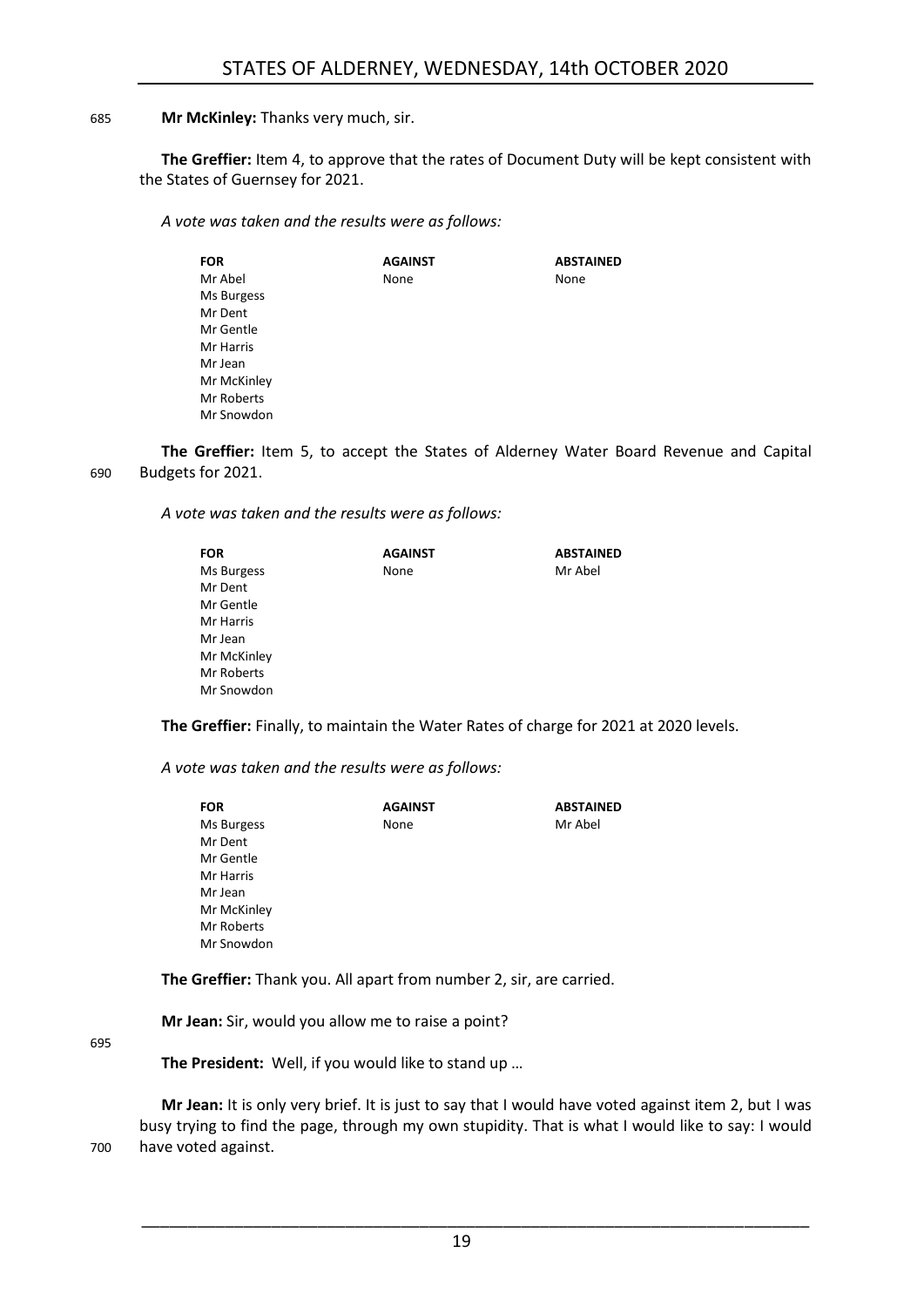**Mr McKinley:** Thanks very much, sir.

**The Greffier:** Item 4, to approve that the rates of Document Duty will be kept consistent with the States of Guernsey for 2021.

*A vote was taken and the results were as follows:*

| FOR | AGAINST | ABSTAINED |
|---|---|---|
| Mr Abel | None | None |
| Ms Burgess | | |
| Mr Dent | | |
| Mr Gentle | | |
| Mr Harris | | |
| Mr Jean | | |
| Mr McKinley | | |
| Mr Roberts | | |
| Mr Snowdon | | |

**The Greffier:** Item 5, to accept the States of Alderney Water Board Revenue and Capital Budgets for 2021.

*A vote was taken and the results were as follows:*

| FOR | AGAINST | ABSTAINED |
|---|---|---|
| Ms Burgess | None | Mr Abel |
| Mr Dent | | |
| Mr Gentle | | |
| Mr Harris | | |
| Mr Jean | | |
| Mr McKinley | | |
| Mr Roberts | | |
| Mr Snowdon | | |

**The Greffier:** Finally, to maintain the Water Rates of charge for 2021 at 2020 levels.

*A vote was taken and the results were as follows:*

| FOR | AGAINST | ABSTAINED |
|---|---|---|
| Ms Burgess | None | Mr Abel |
| Mr Dent | | |
| Mr Gentle | | |
| Mr Harris | | |
| Mr Jean | | |
| Mr McKinley | | |
| Mr Roberts | | |
| Mr Snowdon | | |

**The Greffier:** Thank you. All apart from number 2, sir, are carried.

**Mr Jean:** Sir, would you allow me to raise a point?

**The President:** Well, if you would like to stand up …

**Mr Jean:** It is only very brief. It is just to say that I would have voted against item 2, but I was busy trying to find the page, through my own stupidity. That is what I would like to say: I would have voted against.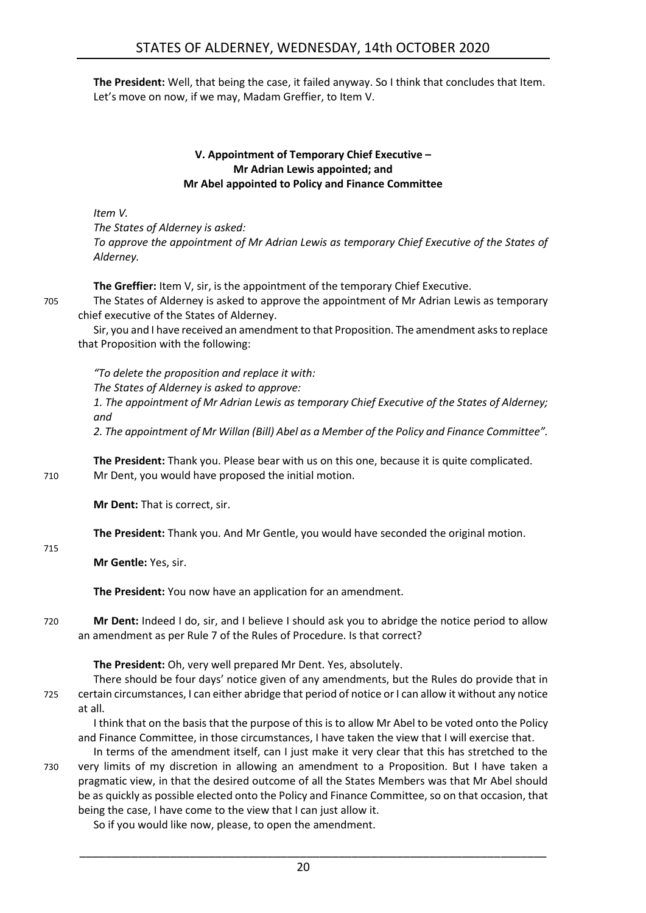**The President:** Well, that being the case, it failed anyway. So I think that concludes that Item. Let's move on now, if we may, Madam Greffier, to Item V.

## V. Appointment of Temporary Chief Executive – Mr Adrian Lewis appointed; and Mr Abel appointed to Policy and Finance Committee

*Item V.*

*The States of Alderney is asked:*

*To approve the appointment of Mr Adrian Lewis as temporary Chief Executive of the States of Alderney.*

**The Greffier:** Item V, sir, is the appointment of the temporary Chief Executive.

705 The States of Alderney is asked to approve the appointment of Mr Adrian Lewis as temporary chief executive of the States of Alderney.

Sir, you and I have received an amendment to that Proposition. The amendment asks to replace that Proposition with the following:

*"To delete the proposition and replace it with:*

*The States of Alderney is asked to approve:*

*1. The appointment of Mr Adrian Lewis as temporary Chief Executive of the States of Alderney; and*

*2. The appointment of Mr Willan (Bill) Abel as a Member of the Policy and Finance Committee".*

**The President:** Thank you. Please bear with us on this one, because it is quite complicated.

710 Mr Dent, you would have proposed the initial motion.

**Mr Dent:** That is correct, sir.

**The President:** Thank you. And Mr Gentle, you would have seconded the original motion.

715

**Mr Gentle:** Yes, sir.

**The President:** You now have an application for an amendment.

720 **Mr Dent:** Indeed I do, sir, and I believe I should ask you to abridge the notice period to allow an amendment as per Rule 7 of the Rules of Procedure. Is that correct?

**The President:** Oh, very well prepared Mr Dent. Yes, absolutely.

There should be four days' notice given of any amendments, but the Rules do provide that in

725 certain circumstances, I can either abridge that period of notice or I can allow it without any notice at all.

I think that on the basis that the purpose of this is to allow Mr Abel to be voted onto the Policy and Finance Committee, in those circumstances, I have taken the view that I will exercise that.

In terms of the amendment itself, can I just make it very clear that this has stretched to the

730 very limits of my discretion in allowing an amendment to a Proposition. But I have taken a pragmatic view, in that the desired outcome of all the States Members was that Mr Abel should be as quickly as possible elected onto the Policy and Finance Committee, so on that occasion, that being the case, I have come to the view that I can just allow it.

So if you would like now, please, to open the amendment.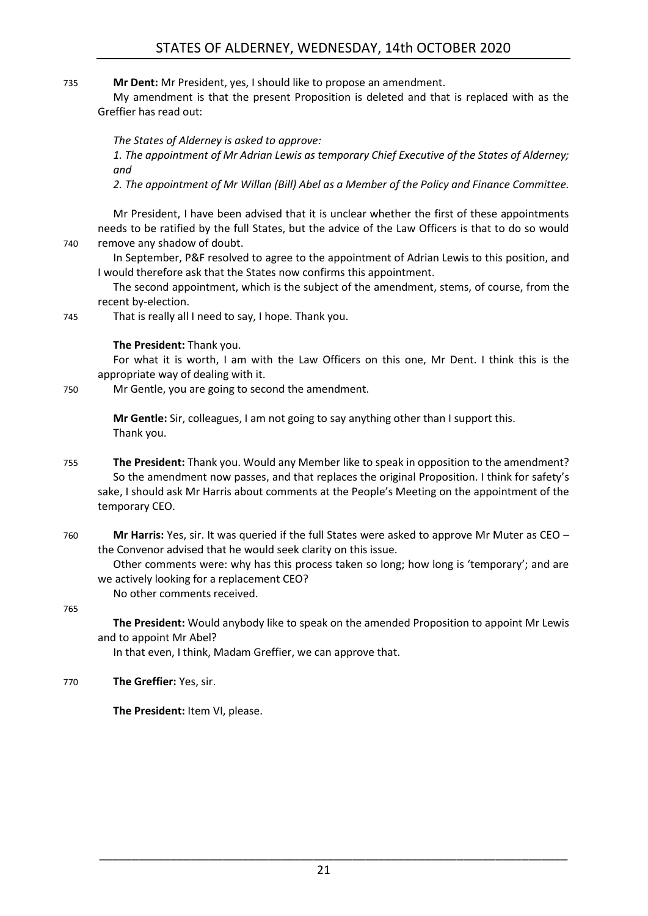735 **Mr Dent:** Mr President, yes, I should like to propose an amendment.

My amendment is that the present Proposition is deleted and that is replaced with as the Greffier has read out:

*The States of Alderney is asked to approve:*

*1. The appointment of Mr Adrian Lewis as temporary Chief Executive of the States of Alderney; and*

*2. The appointment of Mr Willan (Bill) Abel as a Member of the Policy and Finance Committee.*

Mr President, I have been advised that it is unclear whether the first of these appointments needs to be ratified by the full States, but the advice of the Law Officers is that to do so would 740 remove any shadow of doubt.

In September, P&F resolved to agree to the appointment of Adrian Lewis to this position, and I would therefore ask that the States now confirms this appointment.

The second appointment, which is the subject of the amendment, stems, of course, from the recent by-election.

745 That is really all I need to say, I hope. Thank you.

**The President:** Thank you.

For what it is worth, I am with the Law Officers on this one, Mr Dent. I think this is the appropriate way of dealing with it.

750 Mr Gentle, you are going to second the amendment.

**Mr Gentle:** Sir, colleagues, I am not going to say anything other than I support this.
Thank you.

755 **The President:** Thank you. Would any Member like to speak in opposition to the amendment?

So the amendment now passes, and that replaces the original Proposition. I think for safety's sake, I should ask Mr Harris about comments at the People's Meeting on the appointment of the temporary CEO.

760 **Mr Harris:** Yes, sir. It was queried if the full States were asked to approve Mr Muter as CEO – the Convenor advised that he would seek clarity on this issue.

Other comments were: why has this process taken so long; how long is 'temporary'; and are we actively looking for a replacement CEO?

No other comments received.

765

**The President:** Would anybody like to speak on the amended Proposition to appoint Mr Lewis and to appoint Mr Abel?

In that even, I think, Madam Greffier, we can approve that.

770 **The Greffier:** Yes, sir.

**The President:** Item VI, please.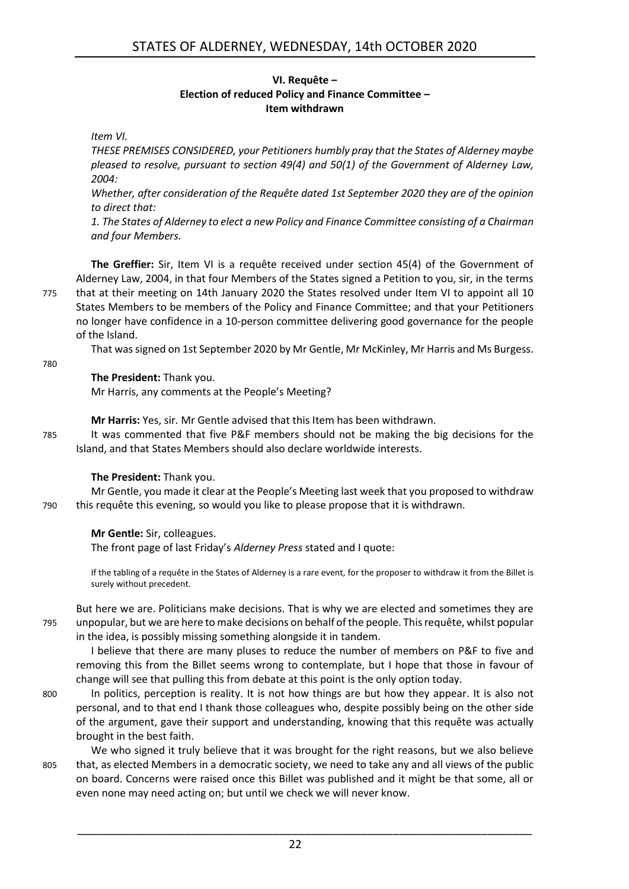### VI. Requête – Election of reduced Policy and Finance Committee – Item withdrawn

*Item VI.*

*THESE PREMISES CONSIDERED, your Petitioners humbly pray that the States of Alderney maybe pleased to resolve, pursuant to section 49(4) and 50(1) of the Government of Alderney Law, 2004:*

*Whether, after consideration of the Requête dated 1st September 2020 they are of the opinion to direct that:*

*1. The States of Alderney to elect a new Policy and Finance Committee consisting of a Chairman and four Members.*

**The Greffier:** Sir, Item VI is a requête received under section 45(4) of the Government of Alderney Law, 2004, in that four Members of the States signed a Petition to you, sir, in the terms that at their meeting on 14th January 2020 the States resolved under Item VI to appoint all 10 States Members to be members of the Policy and Finance Committee; and that your Petitioners no longer have confidence in a 10-person committee delivering good governance for the people of the Island.

That was signed on 1st September 2020 by Mr Gentle, Mr McKinley, Mr Harris and Ms Burgess.

**The President:** Thank you.

Mr Harris, any comments at the People's Meeting?

**Mr Harris:** Yes, sir. Mr Gentle advised that this Item has been withdrawn.

It was commented that five P&F members should not be making the big decisions for the Island, and that States Members should also declare worldwide interests.

**The President:** Thank you.

Mr Gentle, you made it clear at the People's Meeting last week that you proposed to withdraw this requête this evening, so would you like to please propose that it is withdrawn.

**Mr Gentle:** Sir, colleagues.

The front page of last Friday's *Alderney Press* stated and I quote:

> If the tabling of a requête in the States of Alderney is a rare event, for the proposer to withdraw it from the Billet is surely without precedent.

But here we are. Politicians make decisions. That is why we are elected and sometimes they are unpopular, but we are here to make decisions on behalf of the people. This requête, whilst popular in the idea, is possibly missing something alongside it in tandem.

I believe that there are many pluses to reduce the number of members on P&F to five and removing this from the Billet seems wrong to contemplate, but I hope that those in favour of change will see that pulling this from debate at this point is the only option today.

In politics, perception is reality. It is not how things are but how they appear. It is also not personal, and to that end I thank those colleagues who, despite possibly being on the other side of the argument, gave their support and understanding, knowing that this requête was actually brought in the best faith.

We who signed it truly believe that it was brought for the right reasons, but we also believe that, as elected Members in a democratic society, we need to take any and all views of the public on board. Concerns were raised once this Billet was published and it might be that some, all or even none may need acting on; but until we check we will never know.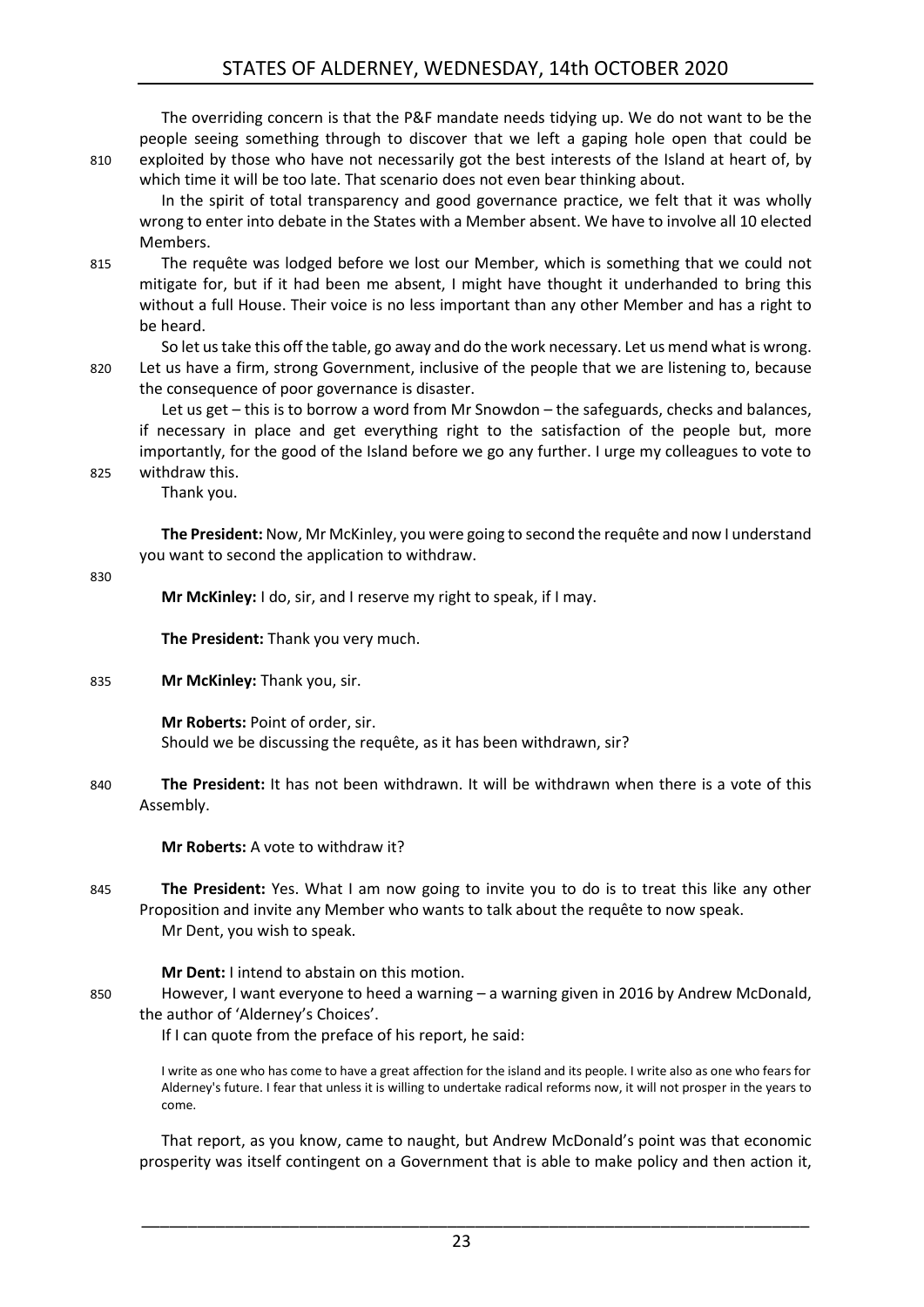The overriding concern is that the P&F mandate needs tidying up. We do not want to be the people seeing something through to discover that we left a gaping hole open that could be exploited by those who have not necessarily got the best interests of the Island at heart of, by which time it will be too late. That scenario does not even bear thinking about.

In the spirit of total transparency and good governance practice, we felt that it was wholly wrong to enter into debate in the States with a Member absent. We have to involve all 10 elected Members.

The requête was lodged before we lost our Member, which is something that we could not mitigate for, but if it had been me absent, I might have thought it underhanded to bring this without a full House. Their voice is no less important than any other Member and has a right to be heard.

So let us take this off the table, go away and do the work necessary. Let us mend what is wrong. Let us have a firm, strong Government, inclusive of the people that we are listening to, because the consequence of poor governance is disaster.

Let us get – this is to borrow a word from Mr Snowdon – the safeguards, checks and balances, if necessary in place and get everything right to the satisfaction of the people but, more importantly, for the good of the Island before we go any further. I urge my colleagues to vote to withdraw this.

Thank you.

**The President:** Now, Mr McKinley, you were going to second the requête and now I understand you want to second the application to withdraw.

**Mr McKinley:** I do, sir, and I reserve my right to speak, if I may.

**The President:** Thank you very much.

**Mr McKinley:** Thank you, sir.

**Mr Roberts:** Point of order, sir.

Should we be discussing the requête, as it has been withdrawn, sir?

**The President:** It has not been withdrawn. It will be withdrawn when there is a vote of this Assembly.

**Mr Roberts:** A vote to withdraw it?

**The President:** Yes. What I am now going to invite you to do is to treat this like any other Proposition and invite any Member who wants to talk about the requête to now speak.

Mr Dent, you wish to speak.

**Mr Dent:** I intend to abstain on this motion.

However, I want everyone to heed a warning – a warning given in 2016 by Andrew McDonald, the author of 'Alderney's Choices'.

If I can quote from the preface of his report, he said:

> I write as one who has come to have a great affection for the island and its people. I write also as one who fears for Alderney's future. I fear that unless it is willing to undertake radical reforms now, it will not prosper in the years to come.

That report, as you know, came to naught, but Andrew McDonald's point was that economic prosperity was itself contingent on a Government that is able to make policy and then action it,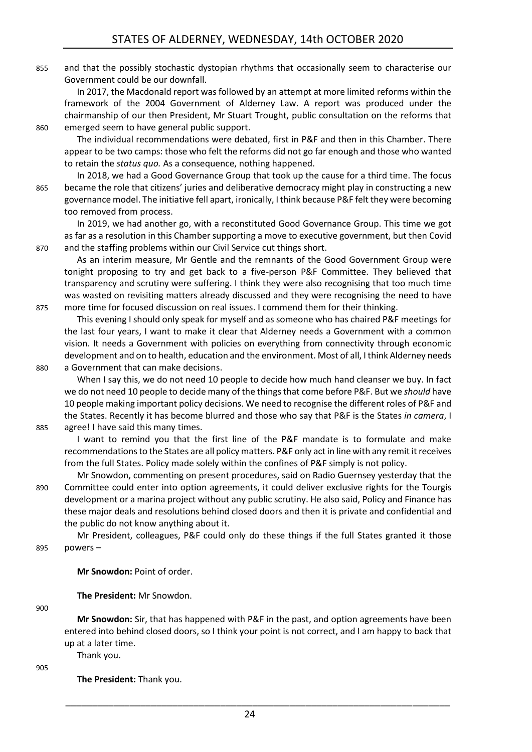and that the possibly stochastic dystopian rhythms that occasionally seem to characterise our Government could be our downfall.

In 2017, the Macdonald report was followed by an attempt at more limited reforms within the framework of the 2004 Government of Alderney Law. A report was produced under the chairmanship of our then President, Mr Stuart Trought, public consultation on the reforms that emerged seem to have general public support.

The individual recommendations were debated, first in P&F and then in this Chamber. There appear to be two camps: those who felt the reforms did not go far enough and those who wanted to retain the *status quo.* As a consequence, nothing happened.

In 2018, we had a Good Governance Group that took up the cause for a third time. The focus became the role that citizens' juries and deliberative democracy might play in constructing a new governance model. The initiative fell apart, ironically, I think because P&F felt they were becoming too removed from process.

In 2019, we had another go, with a reconstituted Good Governance Group. This time we got as far as a resolution in this Chamber supporting a move to executive government, but then Covid and the staffing problems within our Civil Service cut things short.

As an interim measure, Mr Gentle and the remnants of the Good Government Group were tonight proposing to try and get back to a five-person P&F Committee. They believed that transparency and scrutiny were suffering. I think they were also recognising that too much time was wasted on revisiting matters already discussed and they were recognising the need to have more time for focused discussion on real issues. I commend them for their thinking.

This evening I should only speak for myself and as someone who has chaired P&F meetings for the last four years, I want to make it clear that Alderney needs a Government with a common vision. It needs a Government with policies on everything from connectivity through economic development and on to health, education and the environment. Most of all, I think Alderney needs a Government that can make decisions.

When I say this, we do not need 10 people to decide how much hand cleanser we buy. In fact we do not need 10 people to decide many of the things that come before P&F. But we *should* have 10 people making important policy decisions. We need to recognise the different roles of P&F and the States. Recently it has become blurred and those who say that P&F is the States *in camera*, I agree! I have said this many times.

I want to remind you that the first line of the P&F mandate is to formulate and make recommendations to the States are all policy matters. P&F only act in line with any remit it receives from the full States. Policy made solely within the confines of P&F simply is not policy.

Mr Snowdon, commenting on present procedures, said on Radio Guernsey yesterday that the Committee could enter into option agreements, it could deliver exclusive rights for the Tourgis development or a marina project without any public scrutiny. He also said, Policy and Finance has these major deals and resolutions behind closed doors and then it is private and confidential and the public do not know anything about it.

Mr President, colleagues, P&F could only do these things if the full States granted it those powers –

**Mr Snowdon:** Point of order.

**The President:** Mr Snowdon.

**Mr Snowdon:** Sir, that has happened with P&F in the past, and option agreements have been entered into behind closed doors, so I think your point is not correct, and I am happy to back that up at a later time.

Thank you.

**The President:** Thank you.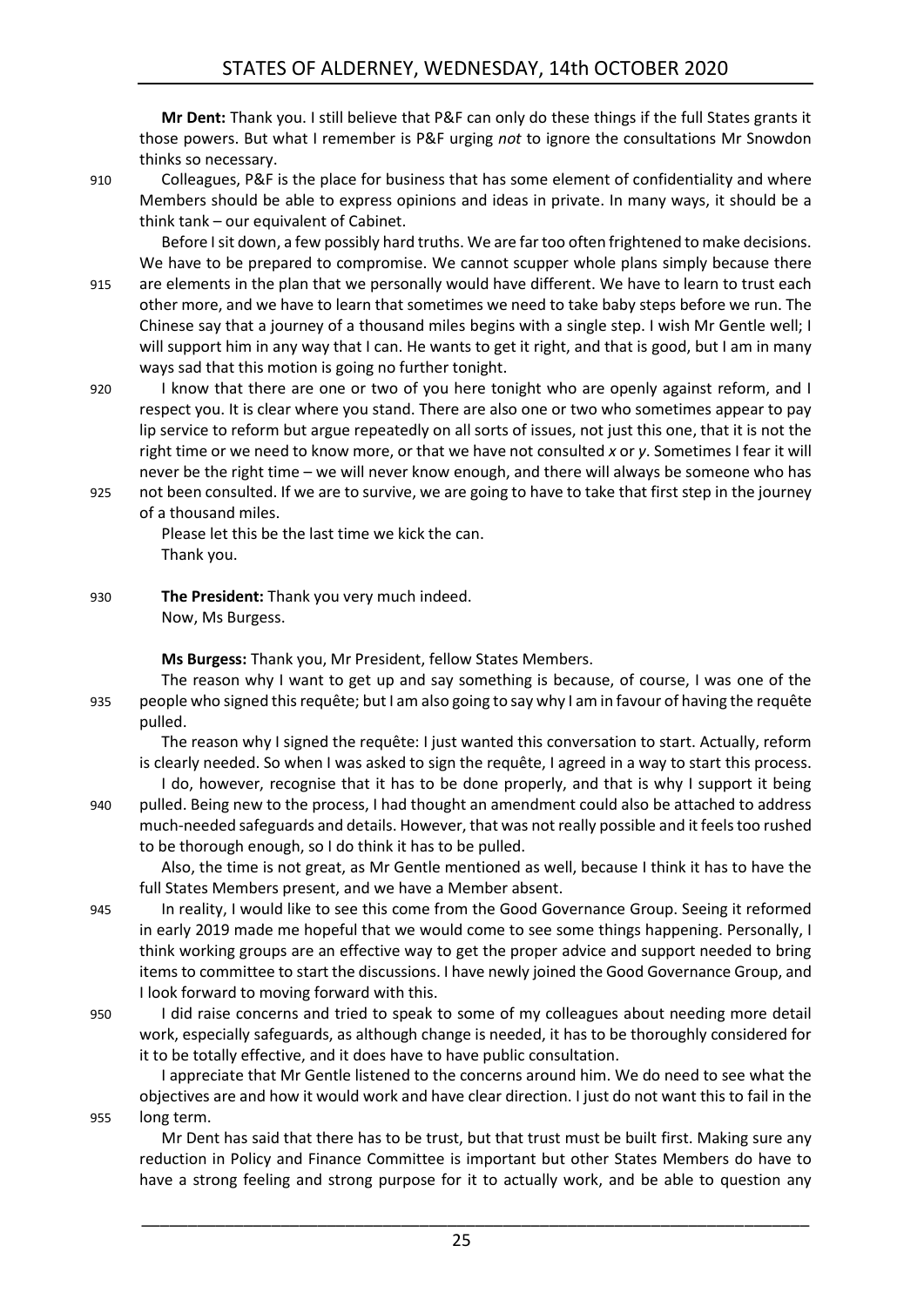**Mr Dent:** Thank you. I still believe that P&F can only do these things if the full States grants it those powers. But what I remember is P&F urging *not* to ignore the consultations Mr Snowdon thinks so necessary.

Colleagues, P&F is the place for business that has some element of confidentiality and where Members should be able to express opinions and ideas in private. In many ways, it should be a think tank – our equivalent of Cabinet.

Before I sit down, a few possibly hard truths. We are far too often frightened to make decisions. We have to be prepared to compromise. We cannot scupper whole plans simply because there are elements in the plan that we personally would have different. We have to learn to trust each other more, and we have to learn that sometimes we need to take baby steps before we run. The Chinese say that a journey of a thousand miles begins with a single step. I wish Mr Gentle well; I will support him in any way that I can. He wants to get it right, and that is good, but I am in many ways sad that this motion is going no further tonight.

I know that there are one or two of you here tonight who are openly against reform, and I respect you. It is clear where you stand. There are also one or two who sometimes appear to pay lip service to reform but argue repeatedly on all sorts of issues, not just this one, that it is not the right time or we need to know more, or that we have not consulted *x* or *y*. Sometimes I fear it will never be the right time – we will never know enough, and there will always be someone who has not been consulted. If we are to survive, we are going to have to take that first step in the journey of a thousand miles.

Please let this be the last time we kick the can.

Thank you.

**The President:** Thank you very much indeed.

Now, Ms Burgess.

**Ms Burgess:** Thank you, Mr President, fellow States Members.

The reason why I want to get up and say something is because, of course, I was one of the people who signed this requête; but I am also going to say why I am in favour of having the requête pulled.

The reason why I signed the requête: I just wanted this conversation to start. Actually, reform is clearly needed. So when I was asked to sign the requête, I agreed in a way to start this process.

I do, however, recognise that it has to be done properly, and that is why I support it being pulled. Being new to the process, I had thought an amendment could also be attached to address much-needed safeguards and details. However, that was not really possible and it feels too rushed to be thorough enough, so I do think it has to be pulled.

Also, the time is not great, as Mr Gentle mentioned as well, because I think it has to have the full States Members present, and we have a Member absent.

In reality, I would like to see this come from the Good Governance Group. Seeing it reformed in early 2019 made me hopeful that we would come to see some things happening. Personally, I think working groups are an effective way to get the proper advice and support needed to bring items to committee to start the discussions. I have newly joined the Good Governance Group, and I look forward to moving forward with this.

I did raise concerns and tried to speak to some of my colleagues about needing more detail work, especially safeguards, as although change is needed, it has to be thoroughly considered for it to be totally effective, and it does have to have public consultation.

I appreciate that Mr Gentle listened to the concerns around him. We do need to see what the objectives are and how it would work and have clear direction. I just do not want this to fail in the long term.

Mr Dent has said that there has to be trust, but that trust must be built first. Making sure any reduction in Policy and Finance Committee is important but other States Members do have to have a strong feeling and strong purpose for it to actually work, and be able to question any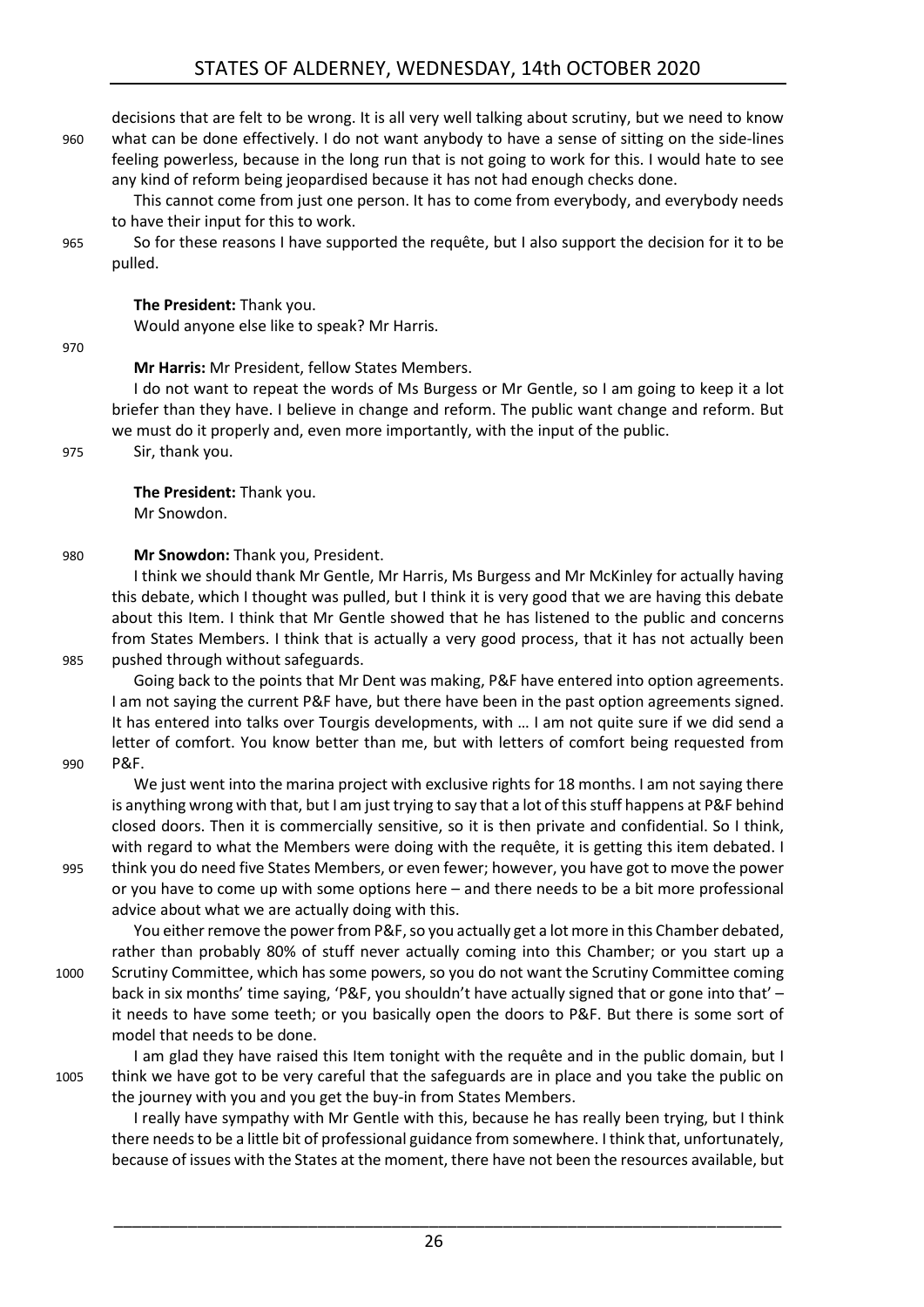decisions that are felt to be wrong. It is all very well talking about scrutiny, but we need to know what can be done effectively. I do not want anybody to have a sense of sitting on the side-lines feeling powerless, because in the long run that is not going to work for this. I would hate to see any kind of reform being jeopardised because it has not had enough checks done.

This cannot come from just one person. It has to come from everybody, and everybody needs to have their input for this to work.

So for these reasons I have supported the requête, but I also support the decision for it to be pulled.

**The President:** Thank you.

Would anyone else like to speak? Mr Harris.

**Mr Harris:** Mr President, fellow States Members.

I do not want to repeat the words of Ms Burgess or Mr Gentle, so I am going to keep it a lot briefer than they have. I believe in change and reform. The public want change and reform. But we must do it properly and, even more importantly, with the input of the public.

Sir, thank you.

**The President:** Thank you.

Mr Snowdon.

**Mr Snowdon:** Thank you, President.

I think we should thank Mr Gentle, Mr Harris, Ms Burgess and Mr McKinley for actually having this debate, which I thought was pulled, but I think it is very good that we are having this debate about this Item. I think that Mr Gentle showed that he has listened to the public and concerns from States Members. I think that is actually a very good process, that it has not actually been pushed through without safeguards.

Going back to the points that Mr Dent was making, P&F have entered into option agreements. I am not saying the current P&F have, but there have been in the past option agreements signed. It has entered into talks over Tourgis developments, with … I am not quite sure if we did send a letter of comfort. You know better than me, but with letters of comfort being requested from P&F.

We just went into the marina project with exclusive rights for 18 months. I am not saying there is anything wrong with that, but I am just trying to say that a lot of this stuff happens at P&F behind closed doors. Then it is commercially sensitive, so it is then private and confidential. So I think, with regard to what the Members were doing with the requête, it is getting this item debated. I think you do need five States Members, or even fewer; however, you have got to move the power or you have to come up with some options here – and there needs to be a bit more professional advice about what we are actually doing with this.

You either remove the power from P&F, so you actually get a lot more in this Chamber debated, rather than probably 80% of stuff never actually coming into this Chamber; or you start up a Scrutiny Committee, which has some powers, so you do not want the Scrutiny Committee coming back in six months' time saying, 'P&F, you shouldn't have actually signed that or gone into that' – it needs to have some teeth; or you basically open the doors to P&F. But there is some sort of model that needs to be done.

I am glad they have raised this Item tonight with the requête and in the public domain, but I think we have got to be very careful that the safeguards are in place and you take the public on the journey with you and you get the buy-in from States Members.

I really have sympathy with Mr Gentle with this, because he has really been trying, but I think there needs to be a little bit of professional guidance from somewhere. I think that, unfortunately, because of issues with the States at the moment, there have not been the resources available, but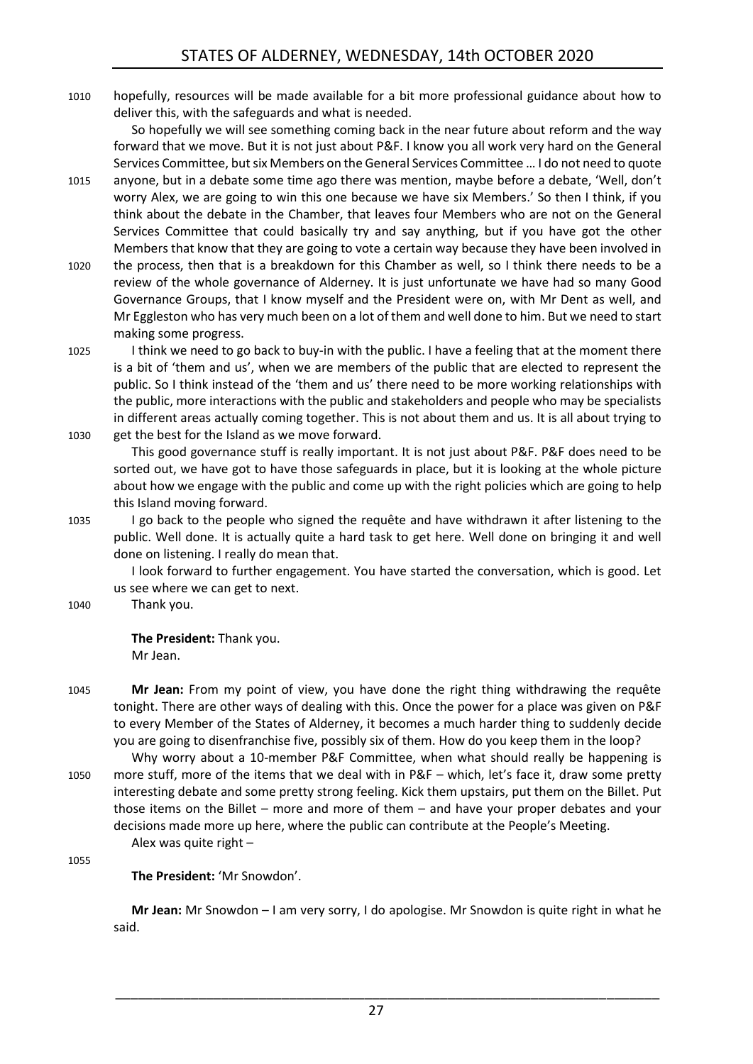hopefully, resources will be made available for a bit more professional guidance about how to deliver this, with the safeguards and what is needed.

So hopefully we will see something coming back in the near future about reform and the way forward that we move. But it is not just about P&F. I know you all work very hard on the General Services Committee, but six Members on the General Services Committee … I do not need to quote anyone, but in a debate some time ago there was mention, maybe before a debate, 'Well, don't worry Alex, we are going to win this one because we have six Members.' So then I think, if you think about the debate in the Chamber, that leaves four Members who are not on the General Services Committee that could basically try and say anything, but if you have got the other Members that know that they are going to vote a certain way because they have been involved in the process, then that is a breakdown for this Chamber as well, so I think there needs to be a review of the whole governance of Alderney. It is just unfortunate we have had so many Good Governance Groups, that I know myself and the President were on, with Mr Dent as well, and Mr Eggleston who has very much been on a lot of them and well done to him. But we need to start making some progress.

I think we need to go back to buy-in with the public. I have a feeling that at the moment there is a bit of 'them and us', when we are members of the public that are elected to represent the public. So I think instead of the 'them and us' there need to be more working relationships with the public, more interactions with the public and stakeholders and people who may be specialists in different areas actually coming together. This is not about them and us. It is all about trying to get the best for the Island as we move forward.

This good governance stuff is really important. It is not just about P&F. P&F does need to be sorted out, we have got to have those safeguards in place, but it is looking at the whole picture about how we engage with the public and come up with the right policies which are going to help this Island moving forward.

I go back to the people who signed the requête and have withdrawn it after listening to the public. Well done. It is actually quite a hard task to get here. Well done on bringing it and well done on listening. I really do mean that.

I look forward to further engagement. You have started the conversation, which is good. Let us see where we can get to next.

Thank you.

**The President:** Thank you.

Mr Jean.

**Mr Jean:** From my point of view, you have done the right thing withdrawing the requête tonight. There are other ways of dealing with this. Once the power for a place was given on P&F to every Member of the States of Alderney, it becomes a much harder thing to suddenly decide you are going to disenfranchise five, possibly six of them. How do you keep them in the loop?

Why worry about a 10-member P&F Committee, when what should really be happening is more stuff, more of the items that we deal with in P&F – which, let's face it, draw some pretty interesting debate and some pretty strong feeling. Kick them upstairs, put them on the Billet. Put those items on the Billet – more and more of them – and have your proper debates and your decisions made more up here, where the public can contribute at the People's Meeting.

Alex was quite right –

**The President:** 'Mr Snowdon'.

**Mr Jean:** Mr Snowdon – I am very sorry, I do apologise. Mr Snowdon is quite right in what he said.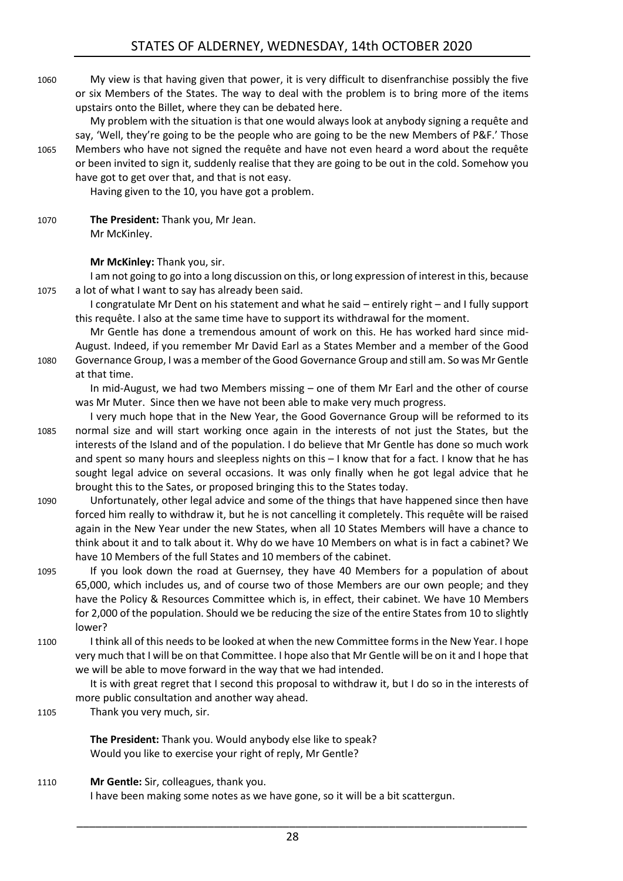My view is that having given that power, it is very difficult to disenfranchise possibly the five or six Members of the States. The way to deal with the problem is to bring more of the items upstairs onto the Billet, where they can be debated here.

My problem with the situation is that one would always look at anybody signing a requête and say, 'Well, they're going to be the people who are going to be the new Members of P&F.' Those Members who have not signed the requête and have not even heard a word about the requête or been invited to sign it, suddenly realise that they are going to be out in the cold. Somehow you have got to get over that, and that is not easy.

Having given to the 10, you have got a problem.

**The President:** Thank you, Mr Jean.
Mr McKinley.

**Mr McKinley:** Thank you, sir.

I am not going to go into a long discussion on this, or long expression of interest in this, because a lot of what I want to say has already been said.

I congratulate Mr Dent on his statement and what he said – entirely right – and I fully support this requête. I also at the same time have to support its withdrawal for the moment.

Mr Gentle has done a tremendous amount of work on this. He has worked hard since mid-August. Indeed, if you remember Mr David Earl as a States Member and a member of the Good Governance Group, I was a member of the Good Governance Group and still am. So was Mr Gentle at that time.

In mid-August, we had two Members missing – one of them Mr Earl and the other of course was Mr Muter. Since then we have not been able to make very much progress.

I very much hope that in the New Year, the Good Governance Group will be reformed to its normal size and will start working once again in the interests of not just the States, but the interests of the Island and of the population. I do believe that Mr Gentle has done so much work and spent so many hours and sleepless nights on this – I know that for a fact. I know that he has sought legal advice on several occasions. It was only finally when he got legal advice that he brought this to the Sates, or proposed bringing this to the States today.

Unfortunately, other legal advice and some of the things that have happened since then have forced him really to withdraw it, but he is not cancelling it completely. This requête will be raised again in the New Year under the new States, when all 10 States Members will have a chance to think about it and to talk about it. Why do we have 10 Members on what is in fact a cabinet? We have 10 Members of the full States and 10 members of the cabinet.

If you look down the road at Guernsey, they have 40 Members for a population of about 65,000, which includes us, and of course two of those Members are our own people; and they have the Policy & Resources Committee which is, in effect, their cabinet. We have 10 Members for 2,000 of the population. Should we be reducing the size of the entire States from 10 to slightly lower?

I think all of this needs to be looked at when the new Committee forms in the New Year. I hope very much that I will be on that Committee. I hope also that Mr Gentle will be on it and I hope that we will be able to move forward in the way that we had intended.

It is with great regret that I second this proposal to withdraw it, but I do so in the interests of more public consultation and another way ahead.

Thank you very much, sir.

**The President:** Thank you. Would anybody else like to speak?
Would you like to exercise your right of reply, Mr Gentle?

**Mr Gentle:** Sir, colleagues, thank you.

I have been making some notes as we have gone, so it will be a bit scattergun.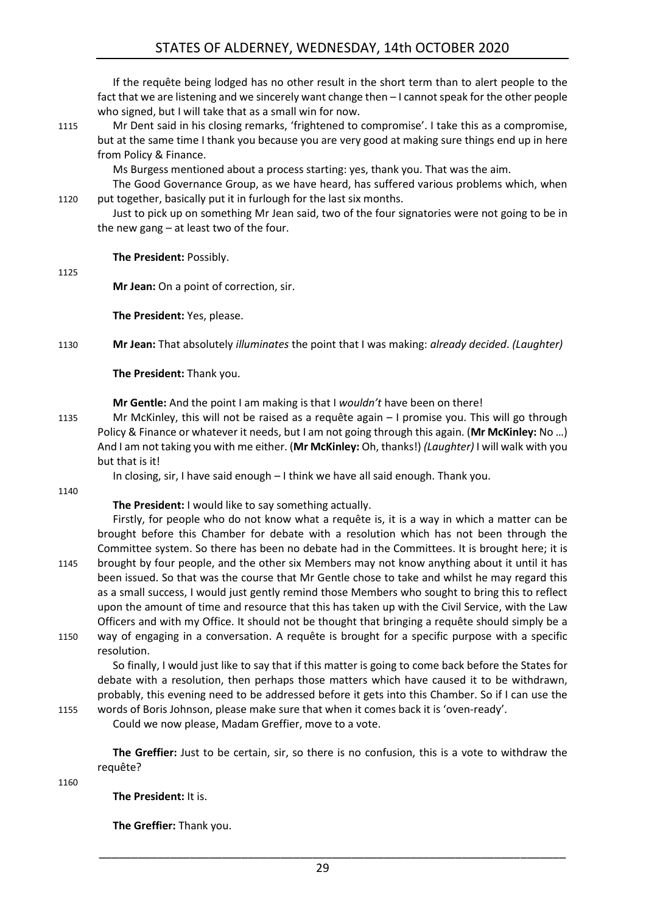If the requête being lodged has no other result in the short term than to alert people to the fact that we are listening and we sincerely want change then – I cannot speak for the other people who signed, but I will take that as a small win for now.

Mr Dent said in his closing remarks, 'frightened to compromise'. I take this as a compromise, but at the same time I thank you because you are very good at making sure things end up in here from Policy & Finance.

Ms Burgess mentioned about a process starting: yes, thank you. That was the aim.

The Good Governance Group, as we have heard, has suffered various problems which, when put together, basically put it in furlough for the last six months.

Just to pick up on something Mr Jean said, two of the four signatories were not going to be in the new gang – at least two of the four.

**The President:** Possibly.

**Mr Jean:** On a point of correction, sir.

**The President:** Yes, please.

**Mr Jean:** That absolutely *illuminates* the point that I was making: *already decided*. *(Laughter)*

**The President:** Thank you.

**Mr Gentle:** And the point I am making is that I *wouldn't* have been on there!

Mr McKinley, this will not be raised as a requête again – I promise you. This will go through Policy & Finance or whatever it needs, but I am not going through this again. (**Mr McKinley:** No …) And I am not taking you with me either. (**Mr McKinley:** Oh, thanks!) *(Laughter)* I will walk with you but that is it!

In closing, sir, I have said enough – I think we have all said enough. Thank you.

**The President:** I would like to say something actually.

Firstly, for people who do not know what a requête is, it is a way in which a matter can be brought before this Chamber for debate with a resolution which has not been through the Committee system. So there has been no debate had in the Committees. It is brought here; it is brought by four people, and the other six Members may not know anything about it until it has been issued. So that was the course that Mr Gentle chose to take and whilst he may regard this as a small success, I would just gently remind those Members who sought to bring this to reflect upon the amount of time and resource that this has taken up with the Civil Service, with the Law Officers and with my Office. It should not be thought that bringing a requête should simply be a way of engaging in a conversation. A requête is brought for a specific purpose with a specific resolution.

So finally, I would just like to say that if this matter is going to come back before the States for debate with a resolution, then perhaps those matters which have caused it to be withdrawn, probably, this evening need to be addressed before it gets into this Chamber. So if I can use the words of Boris Johnson, please make sure that when it comes back it is 'oven-ready'.

Could we now please, Madam Greffier, move to a vote.

**The Greffier:** Just to be certain, sir, so there is no confusion, this is a vote to withdraw the requête?

**The President:** It is.

**The Greffier:** Thank you.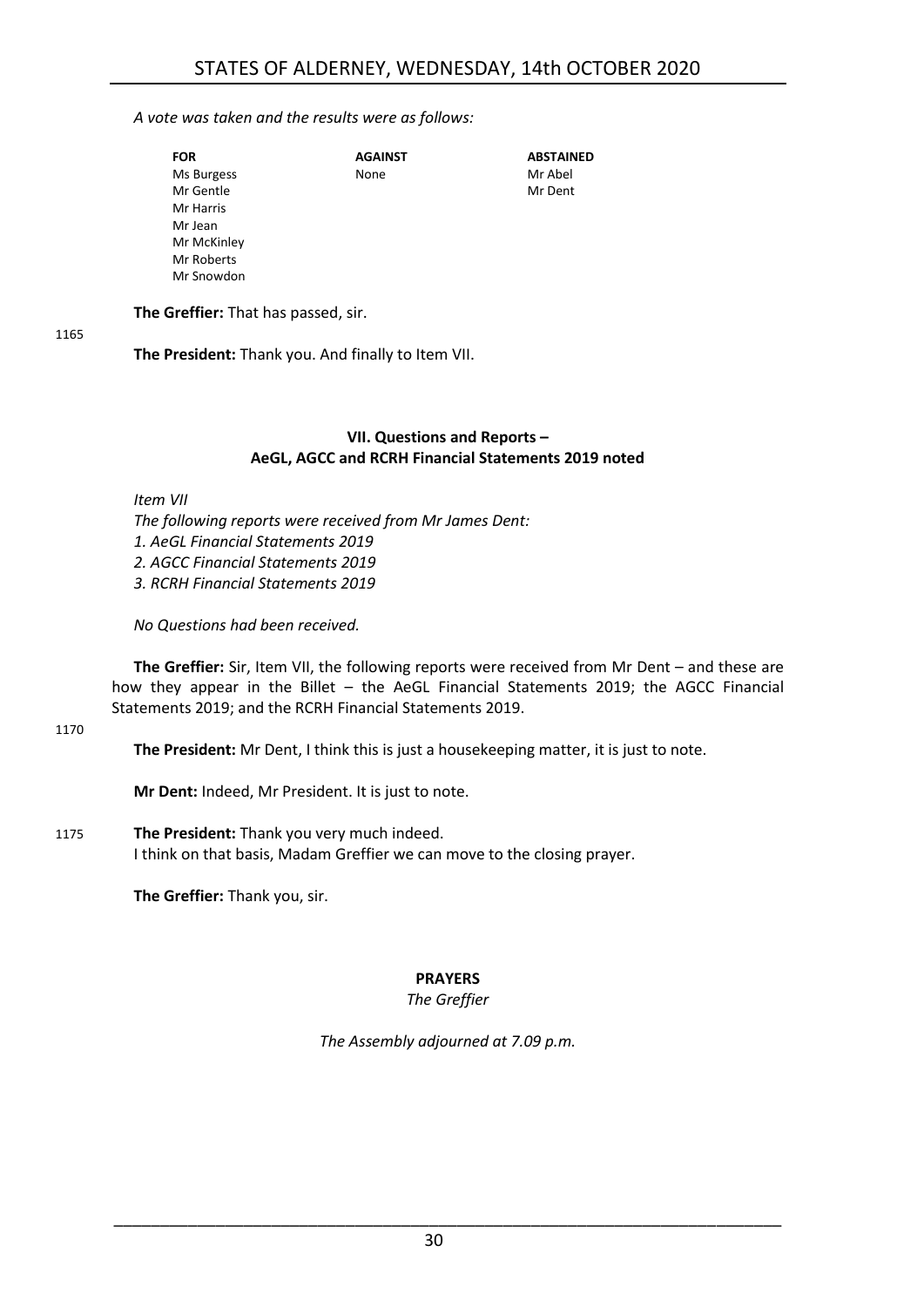*A vote was taken and the results were as follows:*

| FOR | AGAINST | ABSTAINED |
| --- | --- | --- |
| Ms Burgess | None | Mr Abel |
| Mr Gentle | | Mr Dent |
| Mr Harris | | |
| Mr Jean | | |
| Mr McKinley | | |
| Mr Roberts | | |
| Mr Snowdon | | |

**The Greffier:** That has passed, sir.

**The President:** Thank you. And finally to Item VII.

## VII. Questions and Reports – AeGL, AGCC and RCRH Financial Statements 2019 noted

*Item VII*

*The following reports were received from Mr James Dent:*

*1. AeGL Financial Statements 2019*

*2. AGCC Financial Statements 2019*

*3. RCRH Financial Statements 2019*

*No Questions had been received.*

**The Greffier:** Sir, Item VII, the following reports were received from Mr Dent – and these are how they appear in the Billet – the AeGL Financial Statements 2019; the AGCC Financial Statements 2019; and the RCRH Financial Statements 2019.

**The President:** Mr Dent, I think this is just a housekeeping matter, it is just to note.

**Mr Dent:** Indeed, Mr President. It is just to note.

**The President:** Thank you very much indeed.
I think on that basis, Madam Greffier we can move to the closing prayer.

**The Greffier:** Thank you, sir.

**PRAYERS**

*The Greffier*

*The Assembly adjourned at 7.09 p.m.*